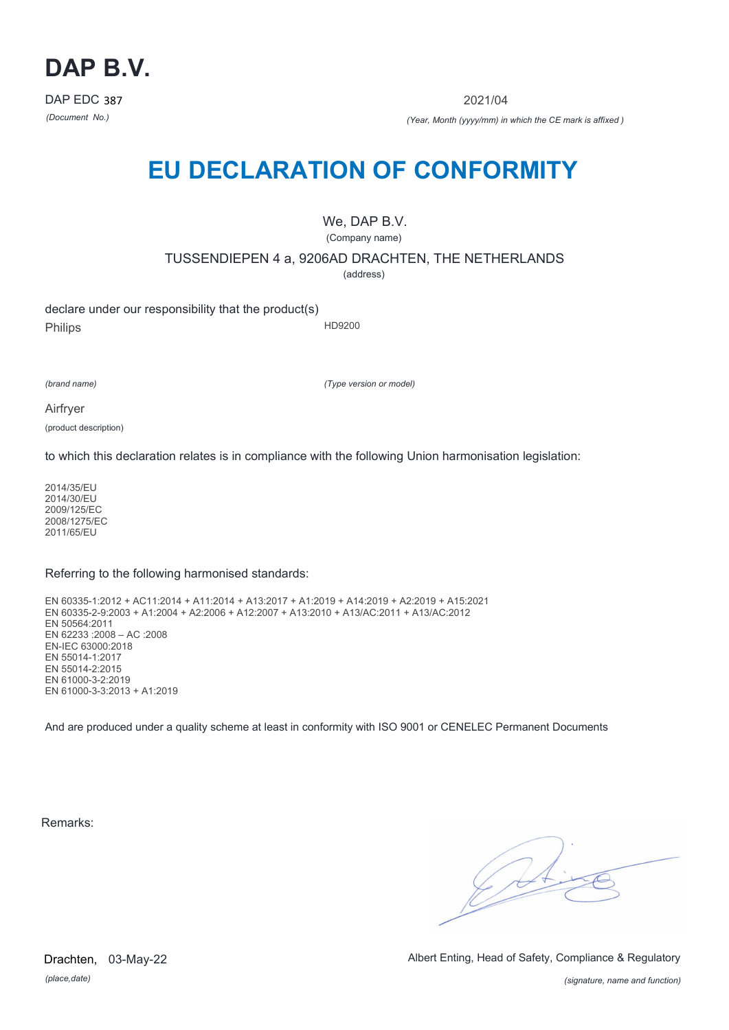# DAP B.V.

DAP EDC 387

*(Document No.)*

2021/04

*(Year, Month (yyyy/mm) in which the CE mark is affixed )*

# EU DECLARATION OF CONFORMITY

We, DAP B.V.

(Company name)

TUSSENDIEPEN 4 a, 9206AD DRACHTEN, THE NETHERLANDS

(address)

declare under our responsibility that the product(s)

Philips HD9200

*(brand name)* *(Type version or model)*

Airfryer

(product description)

to which this declaration relates is in compliance with the following Union harmonisation legislation:

2014/35/EU
2014/30/EU
2009/125/EC
2008/1275/EC
2011/65/EU

Referring to the following harmonised standards:

EN 60335-1:2012 + AC11:2014 + A11:2014 + A13:2017 + A1:2019 + A14:2019 + A2:2019 + A15:2021
EN 60335-2-9:2003 + A1:2004 + A2:2006 + A12:2007 + A13:2010 + A13/AC:2011 + A13/AC:2012
EN 50564:2011
EN 62233 :2008 – AC :2008
EN-IEC 63000:2018
EN 55014-1:2017
EN 55014-2:2015
EN 61000-3-2:2019
EN 61000-3-3:2013 + A1:2019

And are produced under a quality scheme at least in conformity with ISO 9001 or CENELEC Permanent Documents

Remarks:

Drachten, 03-May-22

*(place,date)*

Albert Enting, Head of Safety, Compliance & Regulatory

*(signature, name and function)*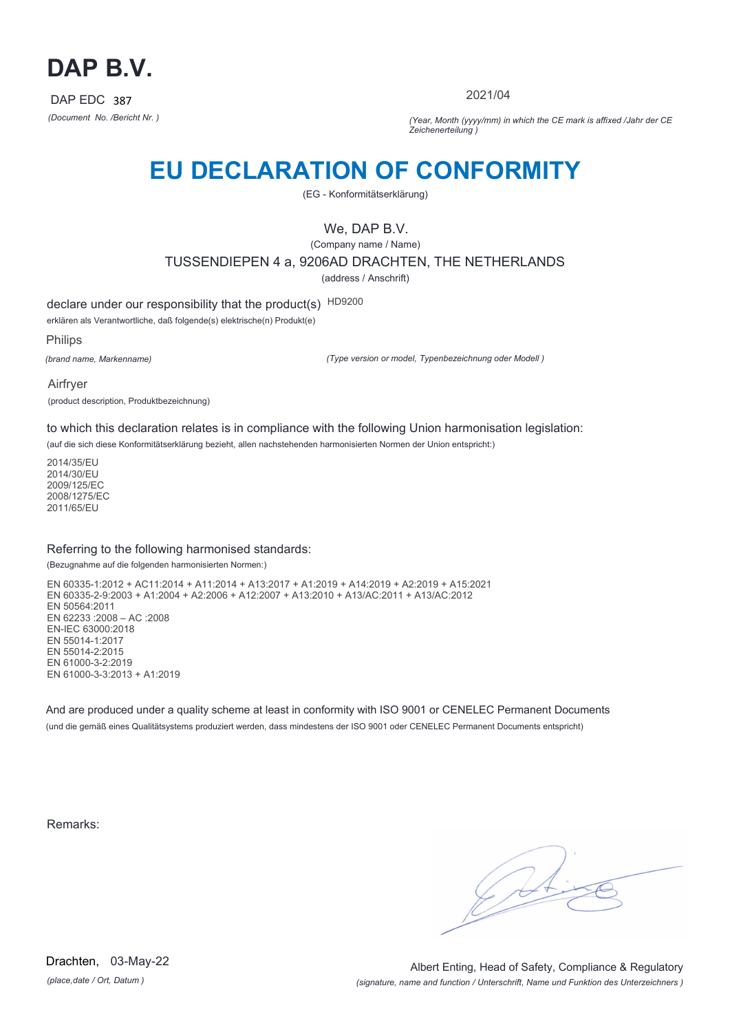# DAP B.V.

DAP EDC 387

*(Document No. /Bericht Nr. )*

2021/04

*(Year, Month (yyyy/mm) in which the CE mark is affixed /Jahr der CE Zeichenerteilung )*

# EU DECLARATION OF CONFORMITY

(EG - Konformitätserklärung)

We, DAP B.V.

(Company name / Name)

TUSSENDIEPEN 4 a, 9206AD DRACHTEN, THE NETHERLANDS

(address / Anschrift)

declare under our responsibility that the product(s) HD9200

erklären als Verantwortliche, daß folgende(s) elektrische(n) Produkt(e)

Philips

*(brand name, Markenname)*

*(Type version or model, Typenbezeichnung oder Modell )*

Airfryer

(product description, Produktbezeichnung)

to which this declaration relates is in compliance with the following Union harmonisation legislation:

(auf die sich diese Konformitätserklärung bezieht, allen nachstehenden harmonisierten Normen der Union entspricht:)

2014/35/EU
2014/30/EU
2009/125/EC
2008/1275/EC
2011/65/EU

Referring to the following harmonised standards:

(Bezugnahme auf die folgenden harmonisierten Normen:)

EN 60335-1:2012 + AC11:2014 + A11:2014 + A13:2017 + A1:2019 + A14:2019 + A2:2019 + A15:2021
EN 60335-2-9:2003 + A1:2004 + A2:2006 + A12:2007 + A13:2010 + A13/AC:2011 + A13/AC:2012
EN 50564:2011
EN 62233 :2008 – AC :2008
EN-IEC 63000:2018
EN 55014-1:2017
EN 55014-2:2015
EN 61000-3-2:2019
EN 61000-3-3:2013 + A1:2019

And are produced under a quality scheme at least in conformity with ISO 9001 or CENELEC Permanent Documents

(und die gemäß eines Qualitätsystems produziert werden, dass mindestens der ISO 9001 oder CENELEC Permanent Documents entspricht)

Remarks:

Drachten, 03-May-22

*(place,date / Ort, Datum )*

Albert Enting, Head of Safety, Compliance & Regulatory

*(signature, name and function / Unterschrift, Name und Funktion des Unterzeichners )*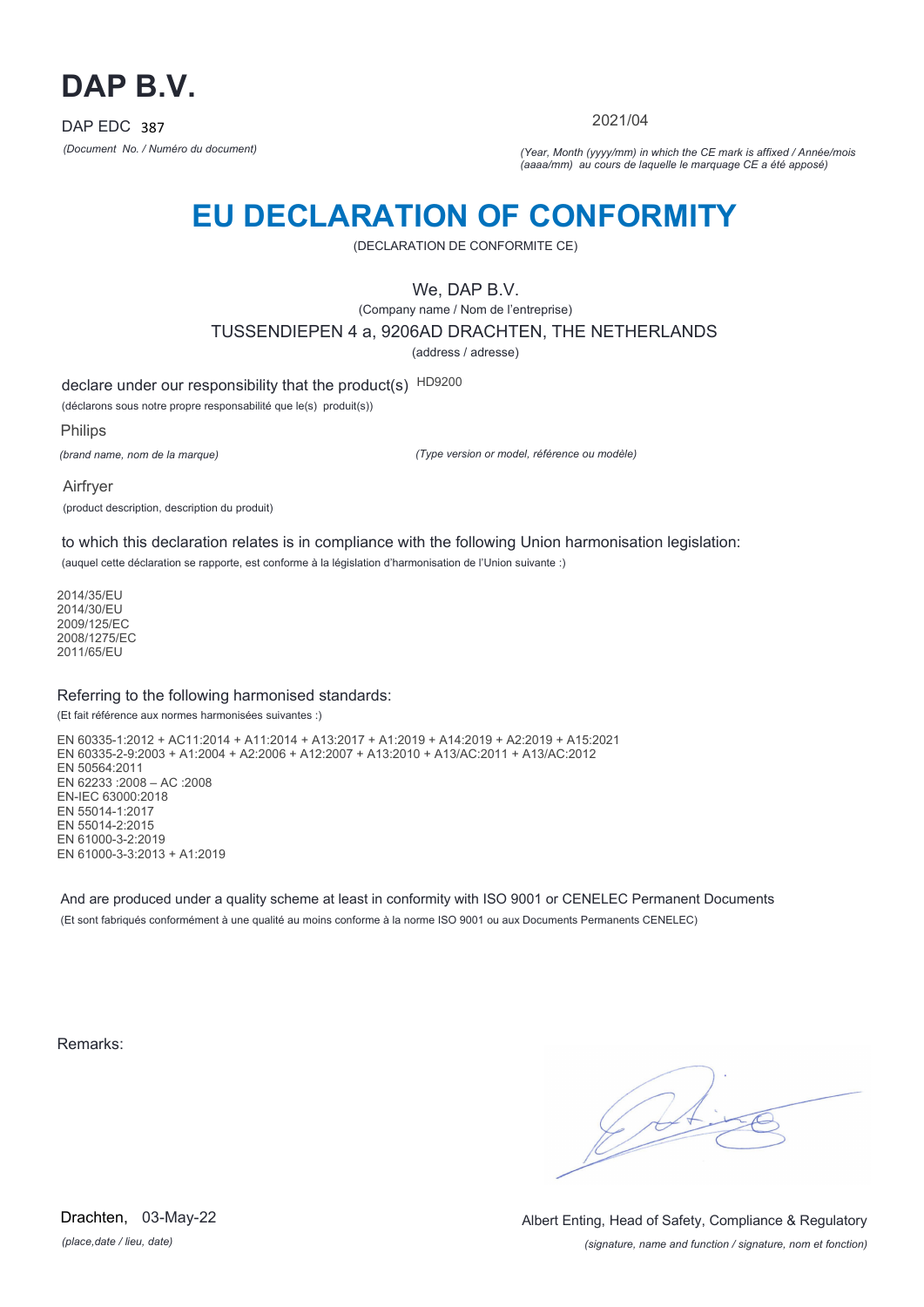# DAP B.V.

DAP EDC 387

*(Document No. / Numéro du document)*

2021/04

*(Year, Month (yyyy/mm) in which the CE mark is affixed / Année/mois (aaaa/mm) au cours de laquelle le marquage CE a été apposé)*

# EU DECLARATION OF CONFORMITY

(DECLARATION DE CONFORMITE CE)

We, DAP B.V.

(Company name / Nom de l'entreprise)

TUSSENDIEPEN 4 a, 9206AD DRACHTEN, THE NETHERLANDS

(address / adresse)

declare under our responsibility that the product(s) HD9200

(déclarons sous notre propre responsabilité que le(s) produit(s))

Philips

*(brand name, nom de la marque)*

*(Type version or model, référence ou modèle)*

Airfryer

(product description, description du produit)

to which this declaration relates is in compliance with the following Union harmonisation legislation:

(auquel cette déclaration se rapporte, est conforme à la législation d'harmonisation de l'Union suivante :)

2014/35/EU
2014/30/EU
2009/125/EC
2008/1275/EC
2011/65/EU

Referring to the following harmonised standards:

(Et fait référence aux normes harmonisées suivantes :)

EN 60335-1:2012 + AC11:2014 + A11:2014 + A13:2017 + A1:2019 + A14:2019 + A2:2019 + A15:2021
EN 60335-2-9:2003 + A1:2004 + A2:2006 + A12:2007 + A13:2010 + A13/AC:2011 + A13/AC:2012
EN 50564:2011
EN 62233 :2008 – AC :2008
EN-IEC 63000:2018
EN 55014-1:2017
EN 55014-2:2015
EN 61000-3-2:2019
EN 61000-3-3:2013 + A1:2019

And are produced under a quality scheme at least in conformity with ISO 9001 or CENELEC Permanent Documents

(Et sont fabriqués conformément à une qualité au moins conforme à la norme ISO 9001 ou aux Documents Permanents CENELEC)

Remarks:

Drachten, 03-May-22

*(place,date / lieu, date)*

Albert Enting, Head of Safety, Compliance & Regulatory

*(signature, name and function / signature, nom et fonction)*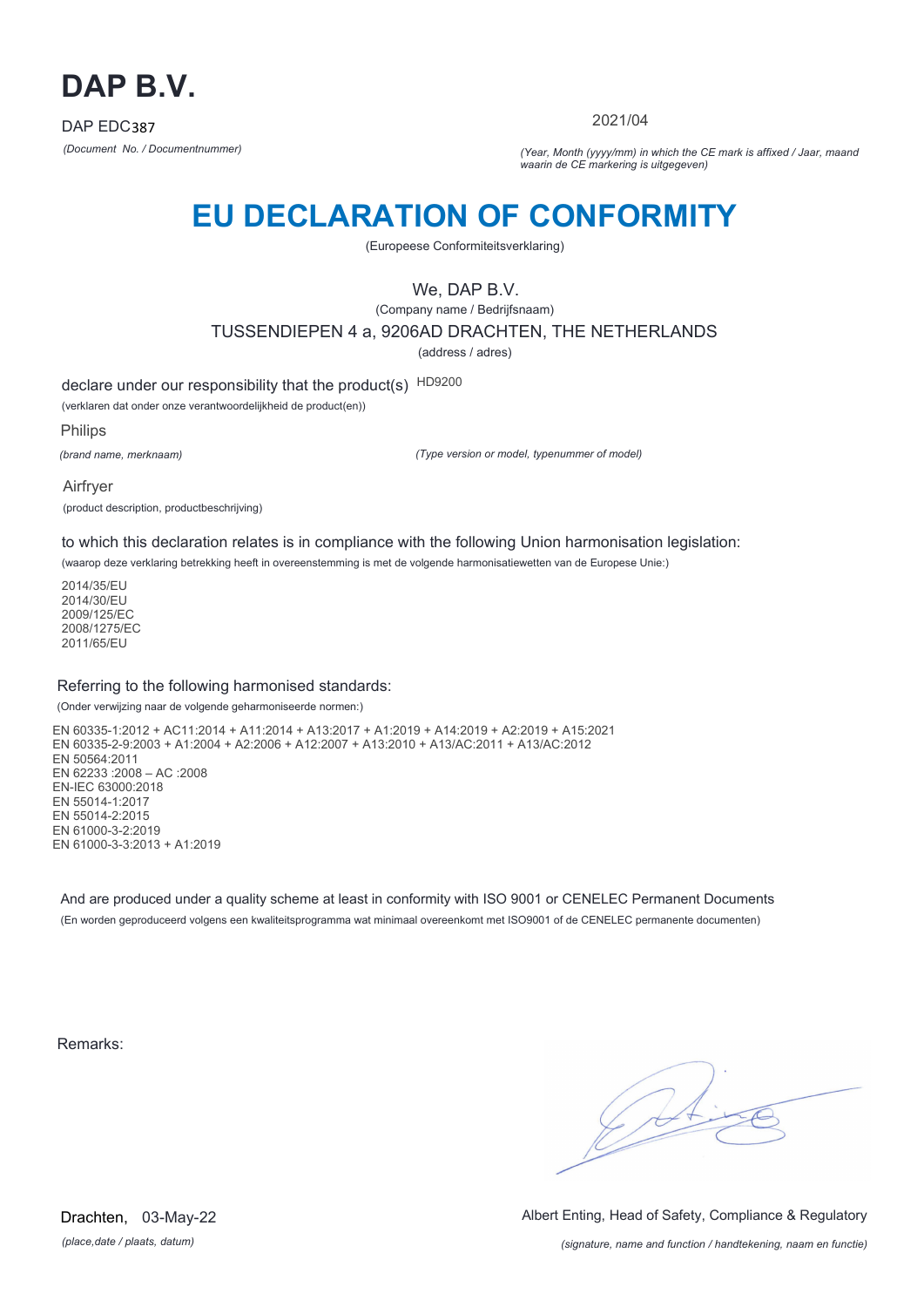# DAP B.V.

DAP EDC387

*(Document No. / Documentnummer)*

2021/04

*(Year, Month (yyyy/mm) in which the CE mark is affixed / Jaar, maand waarin de CE markering is uitgegeven)*

# EU DECLARATION OF CONFORMITY

(Europeese Conformiteitsverklaring)

We, DAP B.V.

(Company name / Bedrijfsnaam)

TUSSENDIEPEN 4 a, 9206AD DRACHTEN, THE NETHERLANDS

(address / adres)

declare under our responsibility that the product(s) HD9200

(verklaren dat onder onze verantwoordelijkheid de product(en))

Philips

*(brand name, merknaam)*

*(Type version or model, typenummer of model)*

Airfryer

(product description, productbeschrijving)

to which this declaration relates is in compliance with the following Union harmonisation legislation:

(waarop deze verklaring betrekking heeft in overeenstemming is met de volgende harmonisatiewetten van de Europese Unie:)

2014/35/EU
2014/30/EU
2009/125/EC
2008/1275/EC
2011/65/EU

Referring to the following harmonised standards:

(Onder verwijzing naar de volgende geharmoniseerde normen:)

EN 60335-1:2012 + AC11:2014 + A11:2014 + A13:2017 + A1:2019 + A14:2019 + A2:2019 + A15:2021
EN 60335-2-9:2003 + A1:2004 + A2:2006 + A12:2007 + A13:2010 + A13/AC:2011 + A13/AC:2012
EN 50564:2011
EN 62233 :2008 – AC :2008
EN-IEC 63000:2018
EN 55014-1:2017
EN 55014-2:2015
EN 61000-3-2:2019
EN 61000-3-3:2013 + A1:2019

And are produced under a quality scheme at least in conformity with ISO 9001 or CENELEC Permanent Documents

(En worden geproduceerd volgens een kwaliteitsprogramma wat minimaal overeenkomt met ISO9001 of de CENELEC permanente documenten)

Remarks:

Drachten, 03-May-22

*(place,date / plaats, datum)*

Albert Enting, Head of Safety, Compliance & Regulatory

*(signature, name and function / handtekening, naam en functie)*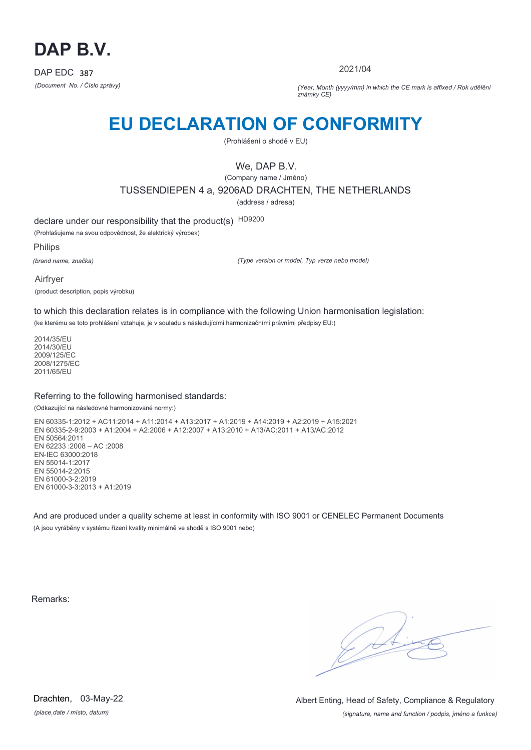# DAP B.V.

DAP EDC 387

*(Document No. / Číslo zprávy)*

2021/04

*(Year, Month (yyyy/mm) in which the CE mark is affixed / Rok udělění známky CE)*

# EU DECLARATION OF CONFORMITY

(Prohlášení o shodě v EU)

We, DAP B.V.

(Company name / Jméno)

TUSSENDIEPEN 4 a, 9206AD DRACHTEN, THE NETHERLANDS

(address / adresa)

declare under our responsibility that the product(s) HD9200

(Prohlašujeme na svou odpovědnost, že elektrický výrobek)

Philips

*(brand name, značka)*

*(Type version or model, Typ verze nebo model)*

Airfryer

(product description, popis výrobku)

to which this declaration relates is in compliance with the following Union harmonisation legislation:

(ke kterému se toto prohlášení vztahuje, je v souladu s následujícími harmonizačními právními předpisy EU:)

2014/35/EU
2014/30/EU
2009/125/EC
2008/1275/EC
2011/65/EU

Referring to the following harmonised standards:

(Odkazující na následovné harmonizované normy:)

EN 60335-1:2012 + AC11:2014 + A11:2014 + A13:2017 + A1:2019 + A14:2019 + A2:2019 + A15:2021
EN 60335-2-9:2003 + A1:2004 + A2:2006 + A12:2007 + A13:2010 + A13/AC:2011 + A13/AC:2012
EN 50564:2011
EN 62233 :2008 – AC :2008
EN-IEC 63000:2018
EN 55014-1:2017
EN 55014-2:2015
EN 61000-3-2:2019
EN 61000-3-3:2013 + A1:2019

And are produced under a quality scheme at least in conformity with ISO 9001 or CENELEC Permanent Documents

(A jsou vyráběny v systému řízení kvality minimálně ve shodě s ISO 9001 nebo)

Remarks:

Drachten, 03-May-22

*(place,date / místo, datum)*

Albert Enting, Head of Safety, Compliance & Regulatory

*(signature, name and function / podpis, jméno a funkce)*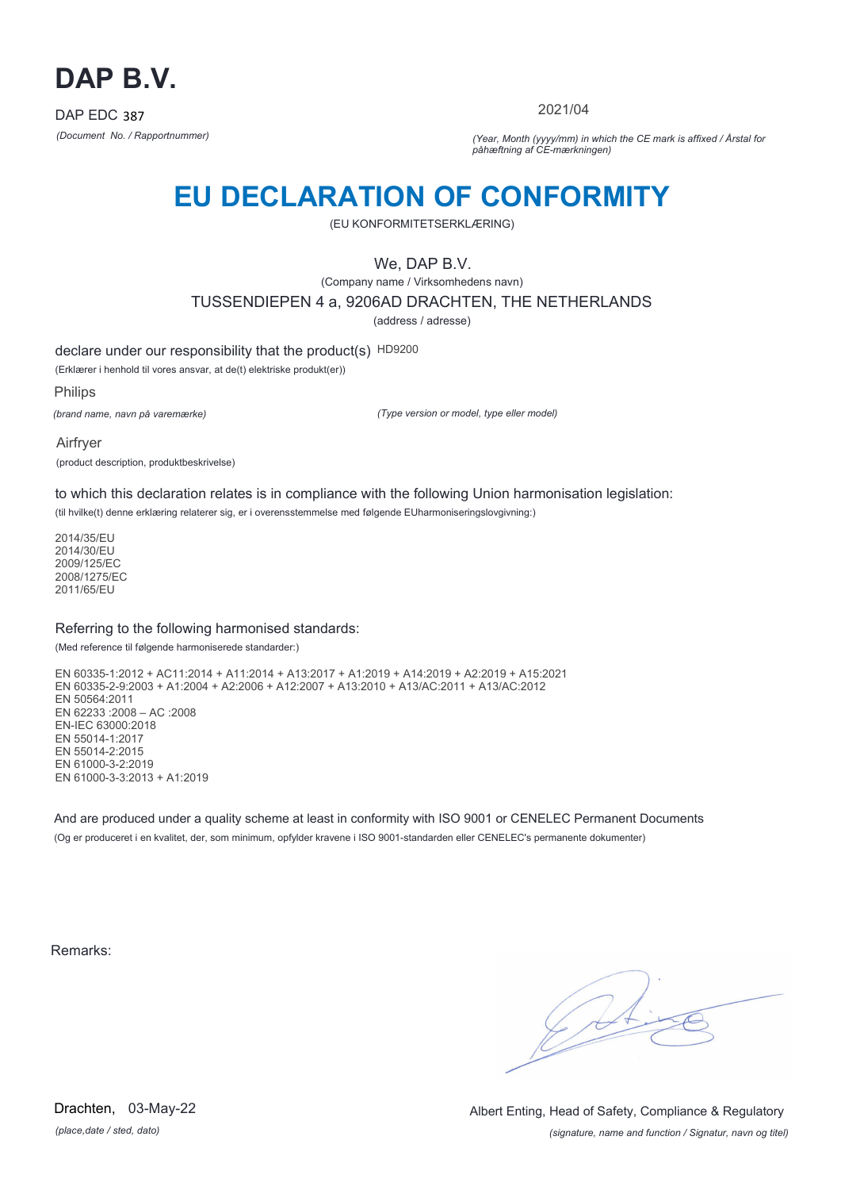# DAP B.V.

DAP EDC 387

*(Document No. / Rapportnummer)*

2021/04

*(Year, Month (yyyy/mm) in which the CE mark is affixed / Årstal for påhæftning af CE-mærkningen)*

# EU DECLARATION OF CONFORMITY

(EU KONFORMITETSERKLÆRING)

We, DAP B.V.

(Company name / Virksomhedens navn)

TUSSENDIEPEN 4 a, 9206AD DRACHTEN, THE NETHERLANDS

(address / adresse)

declare under our responsibility that the product(s) HD9200

(Erklærer i henhold til vores ansvar, at de(t) elektriske produkt(er))

Philips

*(brand name, navn på varemærke)*

*(Type version or model, type eller model)*

Airfryer

(product description, produktbeskrivelse)

to which this declaration relates is in compliance with the following Union harmonisation legislation:

(til hvilke(t) denne erklæring relaterer sig, er i overensstemmelse med følgende EUharmoniseringslovgivning:)

2014/35/EU
2014/30/EU
2009/125/EC
2008/1275/EC
2011/65/EU

Referring to the following harmonised standards:

(Med reference til følgende harmoniserede standarder:)

EN 60335-1:2012 + AC11:2014 + A11:2014 + A13:2017 + A1:2019 + A14:2019 + A2:2019 + A15:2021
EN 60335-2-9:2003 + A1:2004 + A2:2006 + A12:2007 + A13:2010 + A13/AC:2011 + A13/AC:2012
EN 50564:2011
EN 62233 :2008 – AC :2008
EN-IEC 63000:2018
EN 55014-1:2017
EN 55014-2:2015
EN 61000-3-2:2019
EN 61000-3-3:2013 + A1:2019

And are produced under a quality scheme at least in conformity with ISO 9001 or CENELEC Permanent Documents

(Og er produceret i en kvalitet, der, som minimum, opfylder kravene i ISO 9001-standarden eller CENELEC's permanente dokumenter)

Remarks:

Drachten, 03-May-22

*(place,date / sted, dato)*

Albert Enting, Head of Safety, Compliance & Regulatory

*(signature, name and function / Signatur, navn og titel)*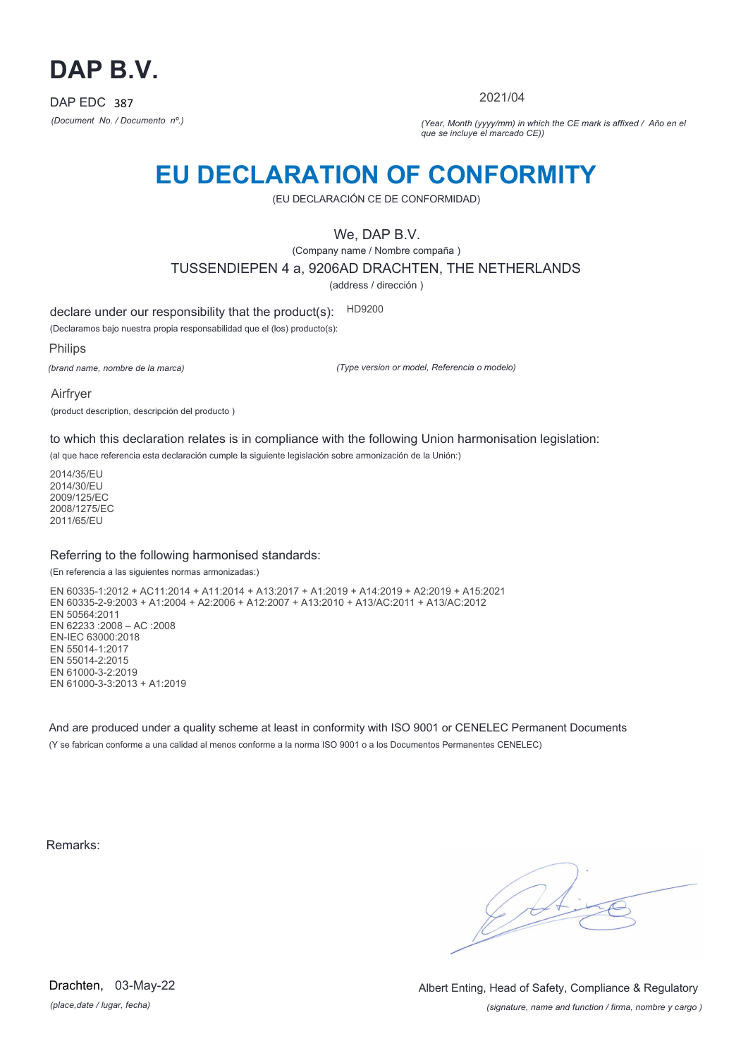# DAP B.V.

DAP EDC 387

*(Document No. / Documento nº.)*

2021/04

*(Year, Month (yyyy/mm) in which the CE mark is affixed / Año en el que se incluye el marcado CE))*

# EU DECLARATION OF CONFORMITY

(EU DECLARACIÓN CE DE CONFORMIDAD)

We, DAP B.V.

(Company name / Nombre compaña )

TUSSENDIEPEN 4 a, 9206AD DRACHTEN, THE NETHERLANDS

(address / dirección )

declare under our responsibility that the product(s): HD9200

(Declaramos bajo nuestra propia responsabilidad que el (los) producto(s):

Philips

*(brand name, nombre de la marca)*

*(Type version or model, Referencia o modelo)*

Airfryer

(product description, descripción del producto )

to which this declaration relates is in compliance with the following Union harmonisation legislation:

(al que hace referencia esta declaración cumple la siguiente legislación sobre armonización de la Unión:)

2014/35/EU
2014/30/EU
2009/125/EC
2008/1275/EC
2011/65/EU

Referring to the following harmonised standards:

(En referencia a las siguientes normas armonizadas:)

EN 60335-1:2012 + AC11:2014 + A11:2014 + A13:2017 + A1:2019 + A14:2019 + A2:2019 + A15:2021
EN 60335-2-9:2003 + A1:2004 + A2:2006 + A12:2007 + A13:2010 + A13/AC:2011 + A13/AC:2012
EN 50564:2011
EN 62233 :2008 – AC :2008
EN-IEC 63000:2018
EN 55014-1:2017
EN 55014-2:2015
EN 61000-3-2:2019
EN 61000-3-3:2013 + A1:2019

And are produced under a quality scheme at least in conformity with ISO 9001 or CENELEC Permanent Documents

(Y se fabrican conforme a una calidad al menos conforme a la norma ISO 9001 o a los Documentos Permanentes CENELEC)

Remarks:

Drachten, 03-May-22

*(place,date / lugar, fecha)*

Albert Enting, Head of Safety, Compliance & Regulatory

*(signature, name and function / firma, nombre y cargo )*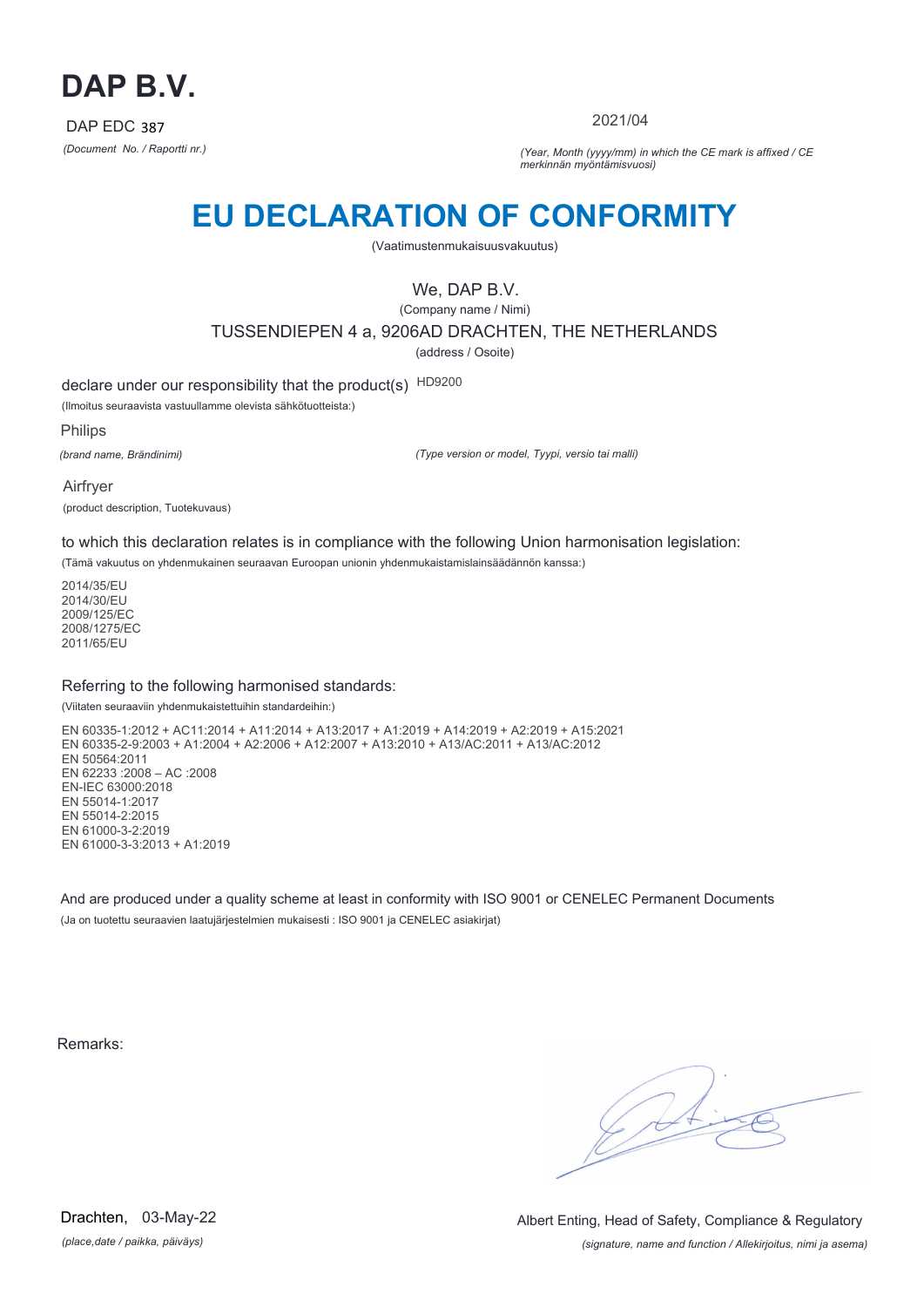# DAP B.V.

DAP EDC 387

*(Document No. / Raportti nr.)*

2021/04

*(Year, Month (yyyy/mm) in which the CE mark is affixed / CE merkinnän myöntämisvuosi)*

# EU DECLARATION OF CONFORMITY

(Vaatimustenmukaisuusvakuutus)

We, DAP B.V.

(Company name / Nimi)

TUSSENDIEPEN 4 a, 9206AD DRACHTEN, THE NETHERLANDS

(address / Osoite)

declare under our responsibility that the product(s) HD9200

(Ilmoitus seuraavista vastuullamme olevista sähkötuotteista:)

Philips

*(brand name, Brändinimi)*

*(Type version or model, Tyypi, versio tai malli)*

Airfryer

(product description, Tuotekuvaus)

to which this declaration relates is in compliance with the following Union harmonisation legislation:

(Tämä vakuutus on yhdenmukainen seuraavan Euroopan unionin yhdenmukaistamislainsäädännön kanssa:)

2014/35/EU
2014/30/EU
2009/125/EC
2008/1275/EC
2011/65/EU

Referring to the following harmonised standards:

(Viitaten seuraaviin yhdenmukaistettuihin standardeihin:)

EN 60335-1:2012 + AC11:2014 + A11:2014 + A13:2017 + A1:2019 + A14:2019 + A2:2019 + A15:2021
EN 60335-2-9:2003 + A1:2004 + A2:2006 + A12:2007 + A13:2010 + A13/AC:2011 + A13/AC:2012
EN 50564:2011
EN 62233 :2008 – AC :2008
EN-IEC 63000:2018
EN 55014-1:2017
EN 55014-2:2015
EN 61000-3-2:2019
EN 61000-3-3:2013 + A1:2019

And are produced under a quality scheme at least in conformity with ISO 9001 or CENELEC Permanent Documents

(Ja on tuotettu seuraavien laatujärjestelmien mukaisesti : ISO 9001 ja CENELEC asiakirjat)

Remarks:

Drachten, 03-May-22

*(place,date / paikka, päiväys)*

Albert Enting, Head of Safety, Compliance & Regulatory

*(signature, name and function / Allekirjoitus, nimi ja asema)*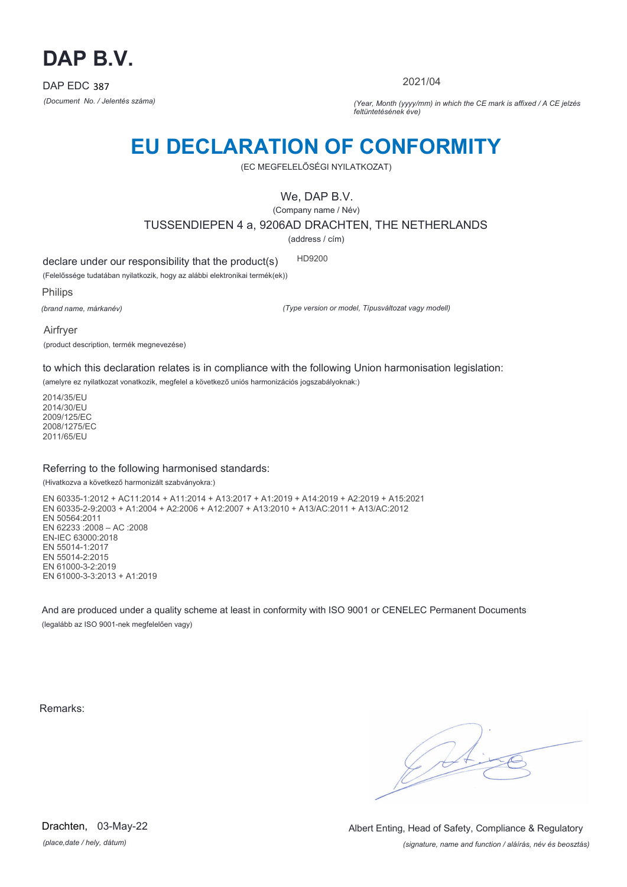# DAP B.V.

DAP EDC 387

*(Document No. / Jelentés száma)*

2021/04

*(Year, Month (yyyy/mm) in which the CE mark is affixed / A CE jelzés feltüntetésének éve)*

# EU DECLARATION OF CONFORMITY

(EC MEGFELELŐSÉGI NYILATKOZAT)

We, DAP B.V.

(Company name / Név)

TUSSENDIEPEN 4 a, 9206AD DRACHTEN, THE NETHERLANDS

(address / cím)

declare under our responsibility that the product(s) HD9200

(Felelőssége tudatában nyilatkozik, hogy az alábbi elektronikai termék(ek))

Philips

*(brand name, márkanév)*

*(Type version or model, Típusváltozat vagy modell)*

Airfryer

(product description, termék megnevezése)

to which this declaration relates is in compliance with the following Union harmonisation legislation:

(amelyre ez nyilatkozat vonatkozik, megfelel a következő uniós harmonizációs jogszabályoknak:)

2014/35/EU
2014/30/EU
2009/125/EC
2008/1275/EC
2011/65/EU

Referring to the following harmonised standards:

(Hivatkozva a következő harmonizált szabványokra:)

EN 60335-1:2012 + AC11:2014 + A11:2014 + A13:2017 + A1:2019 + A14:2019 + A2:2019 + A15:2021
EN 60335-2-9:2003 + A1:2004 + A2:2006 + A12:2007 + A13:2010 + A13/AC:2011 + A13/AC:2012
EN 50564:2011
EN 62233 :2008 – AC :2008
EN-IEC 63000:2018
EN 55014-1:2017
EN 55014-2:2015
EN 61000-3-2:2019
EN 61000-3-3:2013 + A1:2019

And are produced under a quality scheme at least in conformity with ISO 9001 or CENELEC Permanent Documents

(legalább az ISO 9001-nek megfelelően vagy)

Remarks:

Drachten, 03-May-22

*(place,date / hely, dátum)*

Albert Enting, Head of Safety, Compliance & Regulatory

*(signature, name and function / aláírás, név és beosztás)*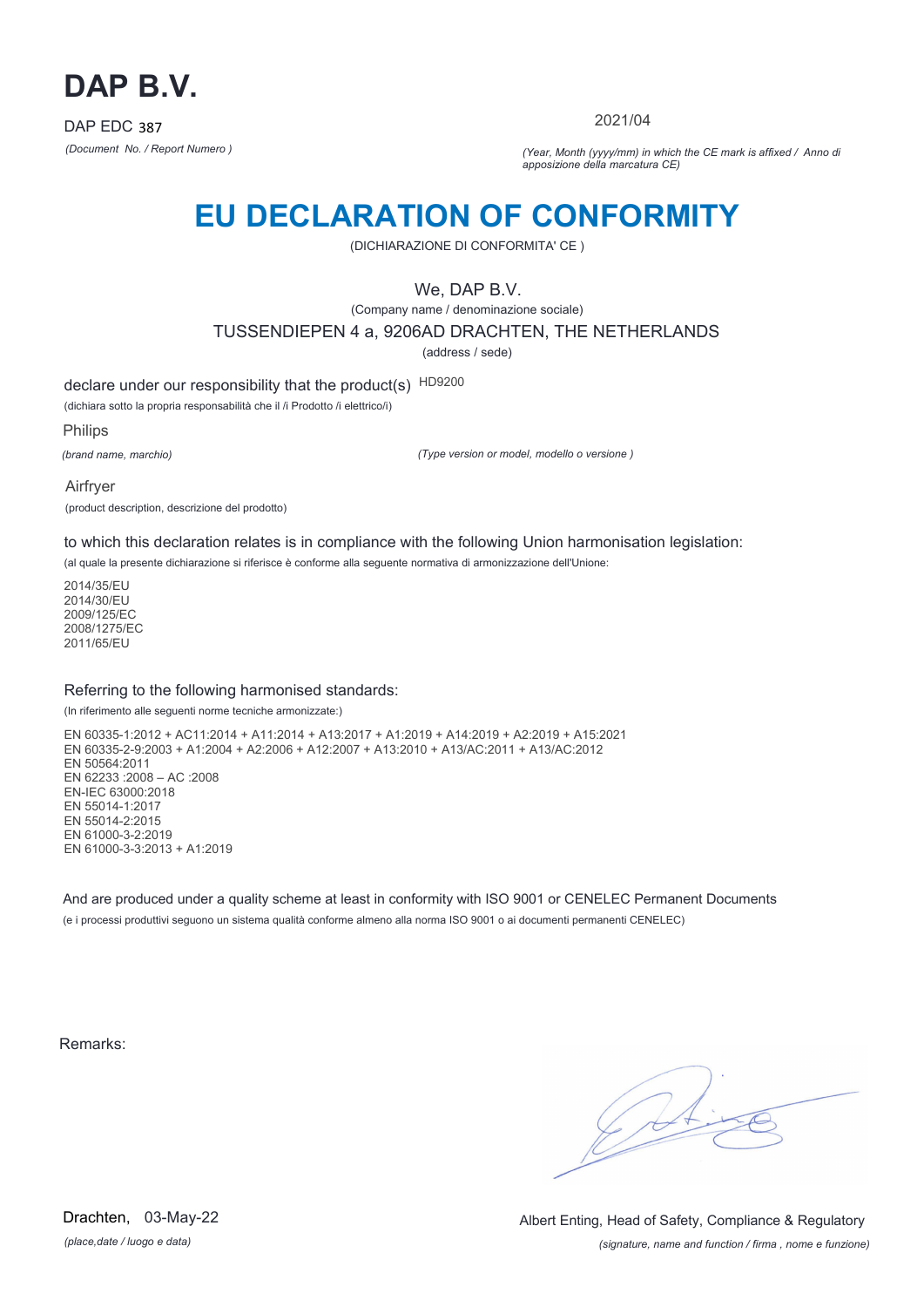# DAP B.V.

DAP EDC 387

*(Document No. / Report Numero )*

2021/04

*(Year, Month (yyyy/mm) in which the CE mark is affixed / Anno di apposizione della marcatura CE)*

# EU DECLARATION OF CONFORMITY

(DICHIARAZIONE DI CONFORMITA' CE )

We, DAP B.V.

(Company name / denominazione sociale)

TUSSENDIEPEN 4 a, 9206AD DRACHTEN, THE NETHERLANDS

(address / sede)

declare under our responsibility that the product(s) HD9200

(dichiara sotto la propria responsabilità che il /i Prodotto /i elettrico/i)

Philips

*(brand name, marchio)*

*(Type version or model, modello o versione )*

Airfryer

(product description, descrizione del prodotto)

to which this declaration relates is in compliance with the following Union harmonisation legislation:

(al quale la presente dichiarazione si riferisce è conforme alla seguente normativa di armonizzazione dell'Unione:

2014/35/EU
2014/30/EU
2009/125/EC
2008/1275/EC
2011/65/EU

Referring to the following harmonised standards:

(In riferimento alle seguenti norme tecniche armonizzate:)

EN 60335-1:2012 + AC11:2014 + A11:2014 + A13:2017 + A1:2019 + A14:2019 + A2:2019 + A15:2021
EN 60335-2-9:2003 + A1:2004 + A2:2006 + A12:2007 + A13:2010 + A13/AC:2011 + A13/AC:2012
EN 50564:2011
EN 62233 :2008 – AC :2008
EN-IEC 63000:2018
EN 55014-1:2017
EN 55014-2:2015
EN 61000-3-2:2019
EN 61000-3-3:2013 + A1:2019

And are produced under a quality scheme at least in conformity with ISO 9001 or CENELEC Permanent Documents

(e i processi produttivi seguono un sistema qualità conforme almeno alla norma ISO 9001 o ai documenti permanenti CENELEC)

Remarks:

Drachten, 03-May-22

*(place,date / luogo e data)*

Albert Enting, Head of Safety, Compliance & Regulatory

*(signature, name and function / firma , nome e funzione)*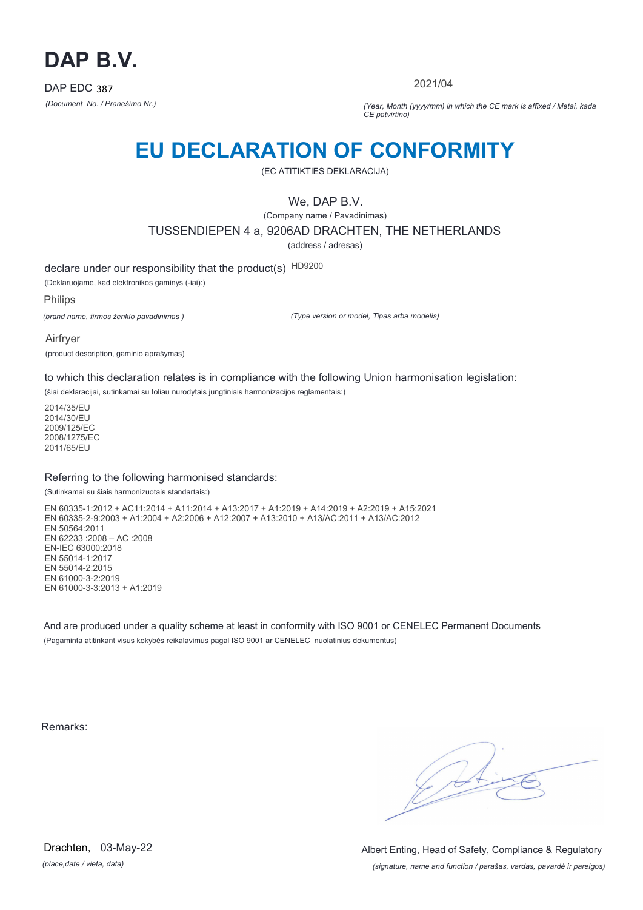# DAP B.V.

DAP EDC 387

*(Document No. / Pranešimo Nr.)*

2021/04

*(Year, Month (yyyy/mm) in which the CE mark is affixed / Metai, kada CE patvirtino)*

# EU DECLARATION OF CONFORMITY

(EC ATITIKTIES DEKLARACIJA)

We, DAP B.V.

(Company name / Pavadinimas)

TUSSENDIEPEN 4 a, 9206AD DRACHTEN, THE NETHERLANDS

(address / adresas)

declare under our responsibility that the product(s) HD9200

(Deklaruojame, kad elektronikos gaminys (-iai):)

Philips

*(brand name, firmos ženklo pavadinimas )*

*(Type version or model, Tipas arba modelis)*

Airfryer

(product description, gaminio aprašymas)

to which this declaration relates is in compliance with the following Union harmonisation legislation:

(šiai deklaracijai, sutinkamai su toliau nurodytais jungtiniais harmonizacijos reglamentais:)

2014/35/EU
2014/30/EU
2009/125/EC
2008/1275/EC
2011/65/EU

Referring to the following harmonised standards:

(Sutinkamai su šiais harmonizuotais standartais:)

EN 60335-1:2012 + AC11:2014 + A11:2014 + A13:2017 + A1:2019 + A14:2019 + A2:2019 + A15:2021
EN 60335-2-9:2003 + A1:2004 + A2:2006 + A12:2007 + A13:2010 + A13/AC:2011 + A13/AC:2012
EN 50564:2011
EN 62233 :2008 – AC :2008
EN-IEC 63000:2018
EN 55014-1:2017
EN 55014-2:2015
EN 61000-3-2:2019
EN 61000-3-3:2013 + A1:2019

And are produced under a quality scheme at least in conformity with ISO 9001 or CENELEC Permanent Documents

(Pagaminta atitinkant visus kokybės reikalavimus pagal ISO 9001 ar CENELEC nuolatinius dokumentus)

Remarks:

Drachten, 03-May-22

*(place,date / vieta, data)*

Albert Enting, Head of Safety, Compliance & Regulatory

*(signature, name and function / parašas, vardas, pavardė ir pareigos)*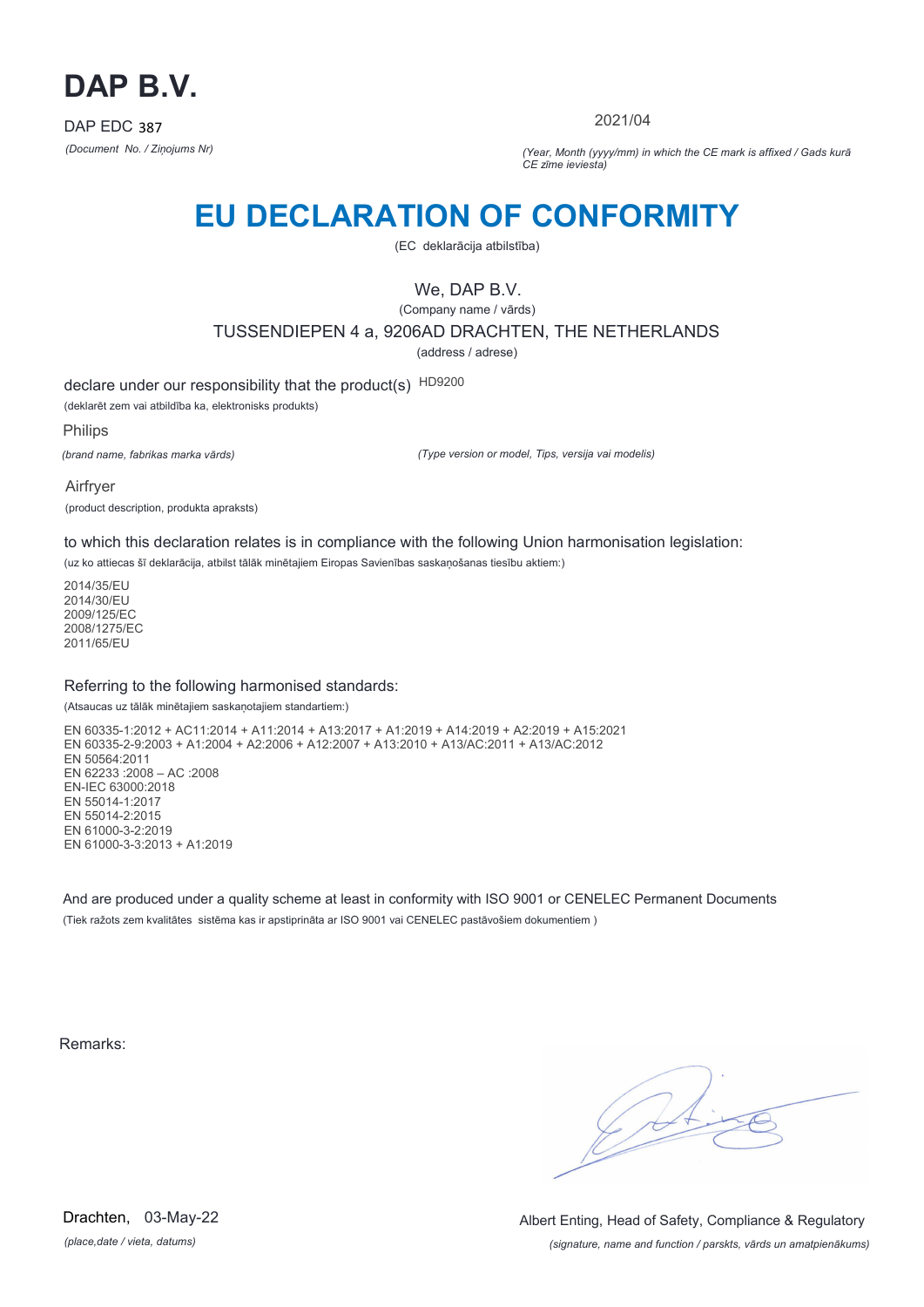# DAP B.V.

DAP EDC 387

*(Document No. / Ziņojums Nr)*

2021/04

*(Year, Month (yyyy/mm) in which the CE mark is affixed / Gads kurā CE zīme ieviesta)*

# EU DECLARATION OF CONFORMITY

(EC deklarācija atbilstība)

We, DAP B.V.

(Company name / vārds)

TUSSENDIEPEN 4 a, 9206AD DRACHTEN, THE NETHERLANDS

(address / adrese)

declare under our responsibility that the product(s) HD9200

(deklarēt zem vai atbildība ka, elektronisks produkts)

Philips

*(brand name, fabrikas marka vārds)*

*(Type version or model, Tips, versija vai modelis)*

Airfryer

(product description, produkta apraksts)

to which this declaration relates is in compliance with the following Union harmonisation legislation:

(uz ko attiecas šī deklarācija, atbilst tālāk minētajiem Eiropas Savienības saskaņošanas tiesību aktiem:)

2014/35/EU
2014/30/EU
2009/125/EC
2008/1275/EC
2011/65/EU

Referring to the following harmonised standards:

(Atsaucas uz tālāk minētajiem saskaņotajiem standartiem:)

EN 60335-1:2012 + AC11:2014 + A11:2014 + A13:2017 + A1:2019 + A14:2019 + A2:2019 + A15:2021
EN 60335-2-9:2003 + A1:2004 + A2:2006 + A12:2007 + A13:2010 + A13/AC:2011 + A13/AC:2012
EN 50564:2011
EN 62233 :2008 – AC :2008
EN-IEC 63000:2018
EN 55014-1:2017
EN 55014-2:2015
EN 61000-3-2:2019
EN 61000-3-3:2013 + A1:2019

And are produced under a quality scheme at least in conformity with ISO 9001 or CENELEC Permanent Documents

(Tiek ražots zem kvalitātes sistēma kas ir apstiprināta ar ISO 9001 vai CENELEC pastāvošiem dokumentiem )

Remarks:

Drachten, 03-May-22

*(place,date / vieta, datums)*

Albert Enting, Head of Safety, Compliance & Regulatory

*(signature, name and function / parskts, vārds un amatpienākums)*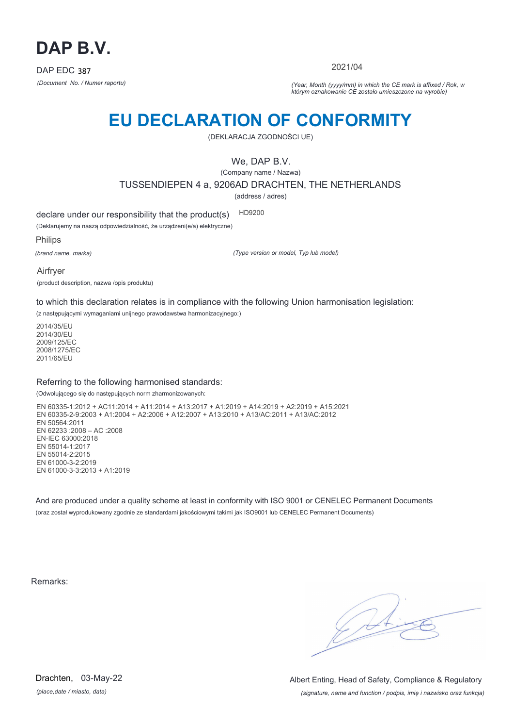# DAP B.V.

DAP EDC 387

*(Document No. / Numer raportu)*

2021/04

*(Year, Month (yyyy/mm) in which the CE mark is affixed / Rok, w którym oznakowanie CE zostało umieszczone na wyrobie)*

# EU DECLARATION OF CONFORMITY

(DEKLARACJA ZGODNOŚCI UE)

We, DAP B.V.

(Company name / Nazwa)

TUSSENDIEPEN 4 a, 9206AD DRACHTEN, THE NETHERLANDS

(address / adres)

declare under our responsibility that the product(s) HD9200

(Deklarujemy na naszą odpowiedzialność, że urządzeni(e/a) elektryczne)

Philips

*(brand name, marka)*

*(Type version or model, Typ lub model)*

Airfryer

(product description, nazwa /opis produktu)

to which this declaration relates is in compliance with the following Union harmonisation legislation:

(z następującymi wymaganiami unijnego prawodawstwa harmonizacyjnego:)

2014/35/EU
2014/30/EU
2009/125/EC
2008/1275/EC
2011/65/EU

Referring to the following harmonised standards:

(Odwołującego się do następujących norm zharmonizowanych:

EN 60335-1:2012 + AC11:2014 + A11:2014 + A13:2017 + A1:2019 + A14:2019 + A2:2019 + A15:2021
EN 60335-2-9:2003 + A1:2004 + A2:2006 + A12:2007 + A13:2010 + A13/AC:2011 + A13/AC:2012
EN 50564:2011
EN 62233 :2008 – AC :2008
EN-IEC 63000:2018
EN 55014-1:2017
EN 55014-2:2015
EN 61000-3-2:2019
EN 61000-3-3:2013 + A1:2019

And are produced under a quality scheme at least in conformity with ISO 9001 or CENELEC Permanent Documents

(oraz został wyprodukowany zgodnie ze standardami jakościowymi takimi jak ISO9001 lub CENELEC Permanent Documents)

Remarks:

Drachten, 03-May-22

*(place,date / miasto, data)*

Albert Enting, Head of Safety, Compliance & Regulatory

*(signature, name and function / podpis, imię i nazwisko oraz funkcja)*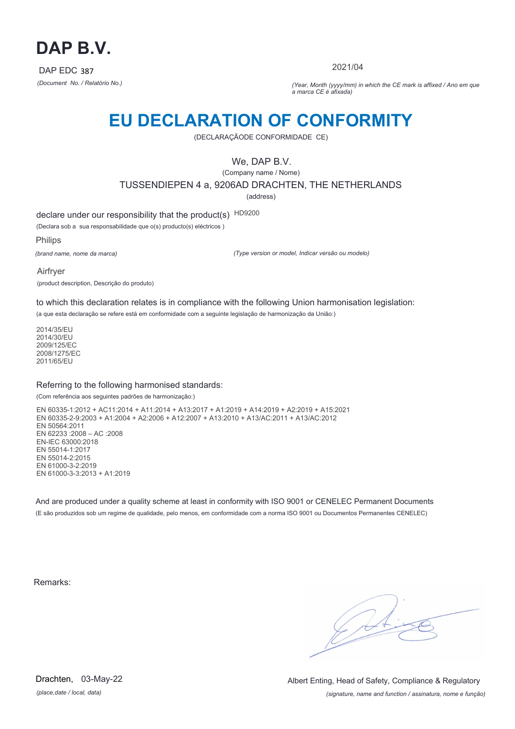# DAP B.V.

DAP EDC 387

*(Document No. / Relatório No.)*

2021/04

*(Year, Month (yyyy/mm) in which the CE mark is affixed / Ano em que a marca CE é afixada)*

# EU DECLARATION OF CONFORMITY

(DECLARAÇÃODE CONFORMIDADE CE)

We, DAP B.V.

(Company name / Nome)

TUSSENDIEPEN 4 a, 9206AD DRACHTEN, THE NETHERLANDS

(address)

declare under our responsibility that the product(s) HD9200

(Declara sob a sua responsabilidade que o(s) producto(s) eléctricos )

Philips

*(brand name, nome da marca)*

*(Type version or model, Indicar versão ou modelo)*

Airfryer

(product description, Descrição do produto)

to which this declaration relates is in compliance with the following Union harmonisation legislation:

(a que esta declaração se refere está em conformidade com a seguinte legislação de harmonização da União:)

2014/35/EU
2014/30/EU
2009/125/EC
2008/1275/EC
2011/65/EU

Referring to the following harmonised standards:

(Com referência aos seguintes padrões de harmonização:)

EN 60335-1:2012 + AC11:2014 + A11:2014 + A13:2017 + A1:2019 + A14:2019 + A2:2019 + A15:2021
EN 60335-2-9:2003 + A1:2004 + A2:2006 + A12:2007 + A13:2010 + A13/AC:2011 + A13/AC:2012
EN 50564:2011
EN 62233 :2008 – AC :2008
EN-IEC 63000:2018
EN 55014-1:2017
EN 55014-2:2015
EN 61000-3-2:2019
EN 61000-3-3:2013 + A1:2019

And are produced under a quality scheme at least in conformity with ISO 9001 or CENELEC Permanent Documents

(E são produzidos sob um regime de qualidade, pelo menos, em conformidade com a norma ISO 9001 ou Documentos Permanentes CENELEC)

Remarks:

Drachten, 03-May-22

*(place,date / local, data)*

Albert Enting, Head of Safety, Compliance & Regulatory

*(signature, name and function / assinatura, nome e função)*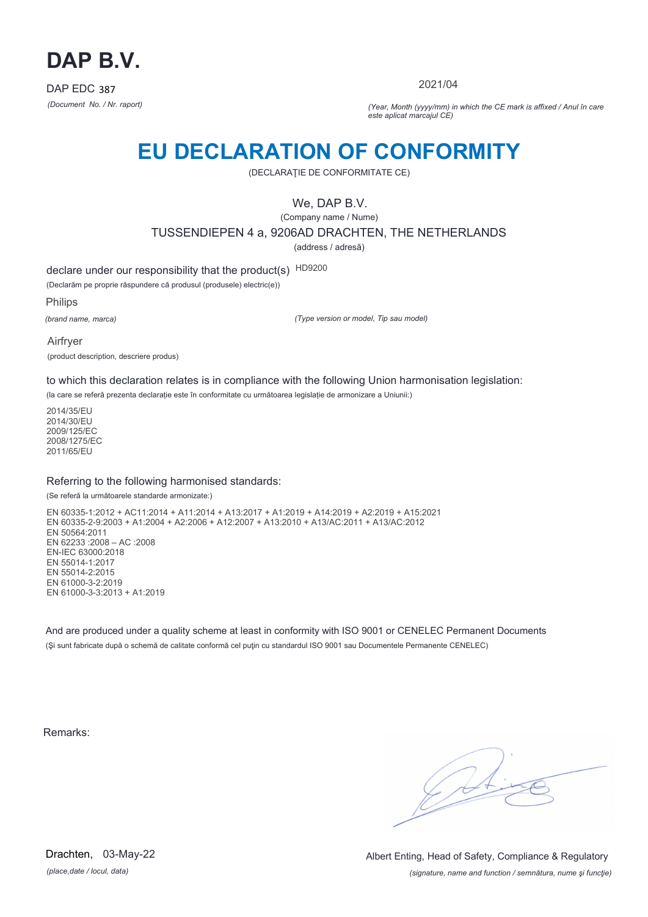# DAP B.V.

DAP EDC 387

*(Document No. / Nr. raport)*

2021/04

*(Year, Month (yyyy/mm) in which the CE mark is affixed / Anul în care este aplicat marcajul CE)*

# EU DECLARATION OF CONFORMITY

(DECLARAŢIE DE CONFORMITATE CE)

We, DAP B.V.

(Company name / Nume)

TUSSENDIEPEN 4 a, 9206AD DRACHTEN, THE NETHERLANDS

(address / adresă)

declare under our responsibility that the product(s) HD9200

(Declarăm pe proprie răspundere că produsul (produsele) electric(e))

Philips

*(brand name, marca)*

*(Type version or model, Tip sau model)*

Airfryer

(product description, descriere produs)

to which this declaration relates is in compliance with the following Union harmonisation legislation:

(la care se referă prezenta declarație este în conformitate cu următoarea legislație de armonizare a Uniunii:)

2014/35/EU
2014/30/EU
2009/125/EC
2008/1275/EC
2011/65/EU

Referring to the following harmonised standards:

(Se referă la următoarele standarde armonizate:)

EN 60335-1:2012 + AC11:2014 + A11:2014 + A13:2017 + A1:2019 + A14:2019 + A2:2019 + A15:2021
EN 60335-2-9:2003 + A1:2004 + A2:2006 + A12:2007 + A13:2010 + A13/AC:2011 + A13/AC:2012
EN 50564:2011
EN 62233 :2008 – AC :2008
EN-IEC 63000:2018
EN 55014-1:2017
EN 55014-2:2015
EN 61000-3-2:2019
EN 61000-3-3:2013 + A1:2019

And are produced under a quality scheme at least in conformity with ISO 9001 or CENELEC Permanent Documents

(Şi sunt fabricate după o schemă de calitate conformă cel puţin cu standardul ISO 9001 sau Documentele Permanente CENELEC)

Remarks:

Drachten, 03-May-22

*(place,date / locul, data)*

Albert Enting, Head of Safety, Compliance & Regulatory

*(signature, name and function / semnătura, nume şi funcţie)*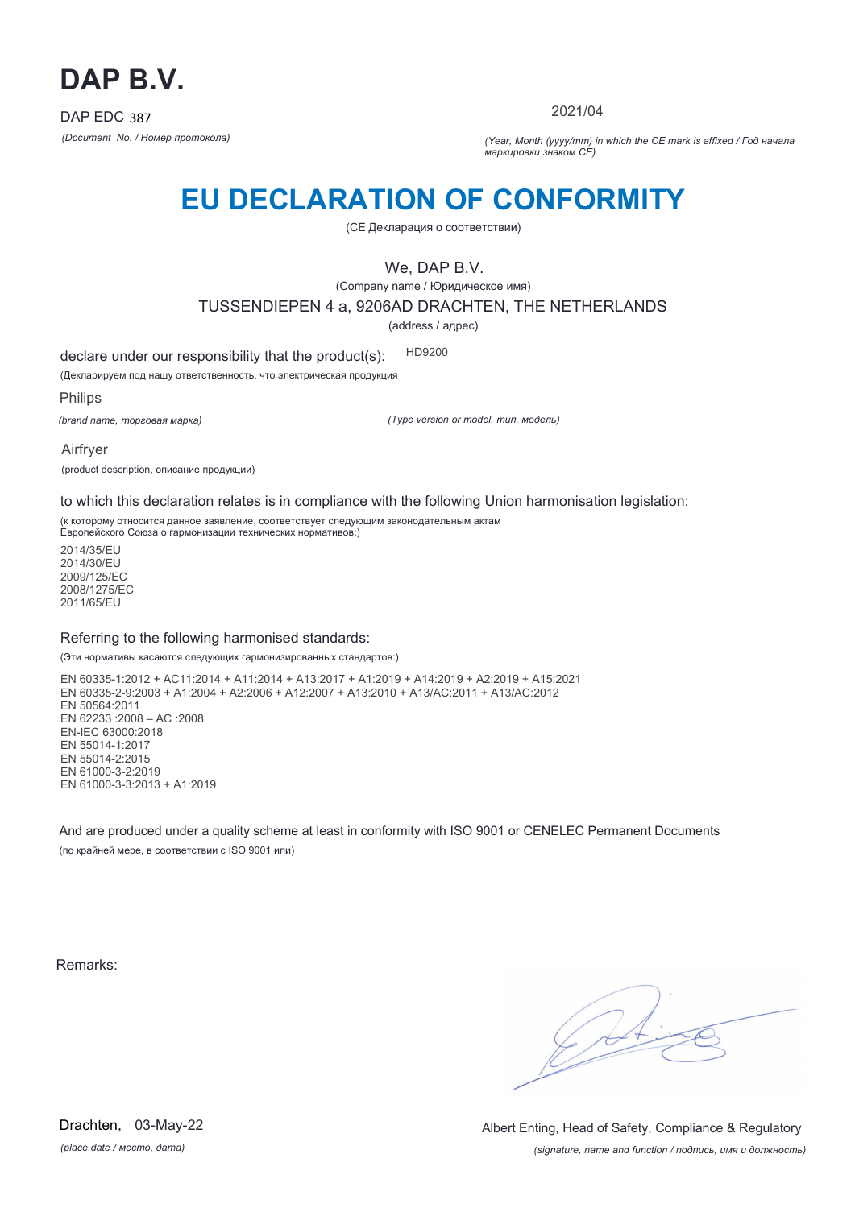# DAP B.V.

DAP EDC 387

*(Document No. / Номер протокола)*

2021/04

*(Year, Month (yyyy/mm) in which the CE mark is affixed / Год начала маркировки знаком CE)*

# EU DECLARATION OF CONFORMITY

(CE Декларация о соответствии)

We, DAP B.V.

(Company name / Юридическое имя)

TUSSENDIEPEN 4 a, 9206AD DRACHTEN, THE NETHERLANDS

(address / адрес)

declare under our responsibility that the product(s): HD9200

(Декларируем под нашу ответственность, что электрическая продукция

Philips

*(brand name, торговая марка)*

*(Type version or model, тип, модель)*

Airfryer

(product description, описание продукции)

to which this declaration relates is in compliance with the following Union harmonisation legislation:

(к которому относится данное заявление, соответствует следующим законодательным актам Европейского Союза о гармонизации технических нормативов:)

2014/35/EU
2014/30/EU
2009/125/EC
2008/1275/EC
2011/65/EU

Referring to the following harmonised standards:

(Эти нормативы касаются следующих гармонизированных стандартов:)

EN 60335-1:2012 + AC11:2014 + A11:2014 + A13:2017 + A1:2019 + A14:2019 + A2:2019 + A15:2021
EN 60335-2-9:2003 + A1:2004 + A2:2006 + A12:2007 + A13:2010 + A13/AC:2011 + A13/AC:2012
EN 50564:2011
EN 62233 :2008 – AC :2008
EN-IEC 63000:2018
EN 55014-1:2017
EN 55014-2:2015
EN 61000-3-2:2019
EN 61000-3-3:2013 + A1:2019

And are produced under a quality scheme at least in conformity with ISO 9001 or CENELEC Permanent Documents

(по крайней мере, в соответствии с ISO 9001 или)

Remarks:

Drachten, 03-May-22

*(place,date / место, дата)*

Albert Enting, Head of Safety, Compliance & Regulatory

*(signature, name and function / подпись, имя и должность)*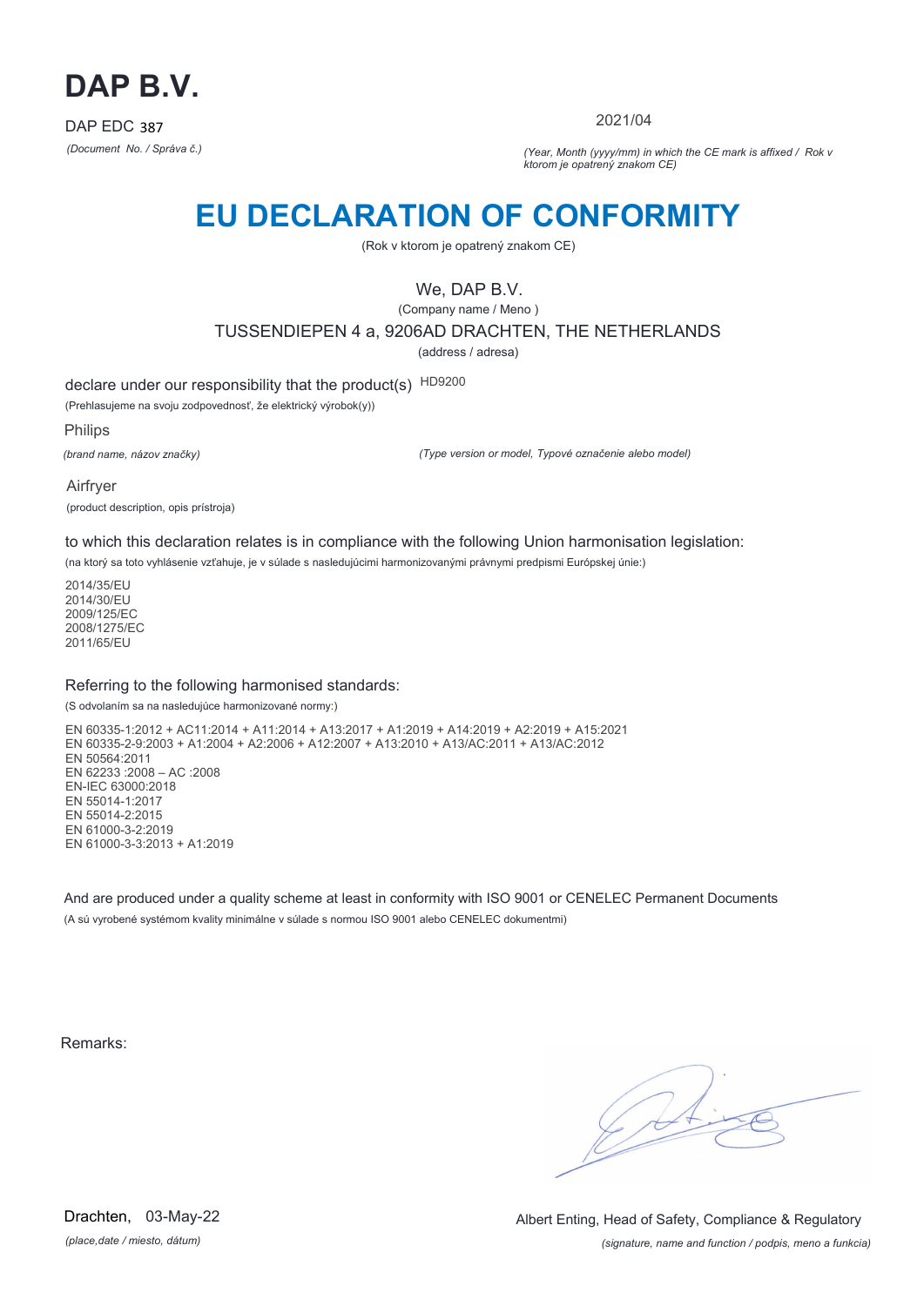# DAP B.V.

DAP EDC 387

*(Document No. / Správa č.)*

2021/04

*(Year, Month (yyyy/mm) in which the CE mark is affixed / Rok v ktorom je opatrený znakom CE)*

# EU DECLARATION OF CONFORMITY

(Rok v ktorom je opatrený znakom CE)

We, DAP B.V.

(Company name / Meno )

TUSSENDIEPEN 4 a, 9206AD DRACHTEN, THE NETHERLANDS

(address / adresa)

declare under our responsibility that the product(s) HD9200

(Prehlasujeme na svoju zodpovednosť, že elektrický výrobok(y))

Philips

*(brand name, názov značky)*

*(Type version or model, Typové označenie alebo model)*

Airfryer

(product description, opis prístroja)

to which this declaration relates is in compliance with the following Union harmonisation legislation:

(na ktorý sa toto vyhlásenie vzťahuje, je v súlade s nasledujúcimi harmonizovanými právnymi predpismi Európskej únie:)

2014/35/EU
2014/30/EU
2009/125/EC
2008/1275/EC
2011/65/EU

Referring to the following harmonised standards:

(S odvolaním sa na nasledujúce harmonizované normy:)

EN 60335-1:2012 + AC11:2014 + A11:2014 + A13:2017 + A1:2019 + A14:2019 + A2:2019 + A15:2021
EN 60335-2-9:2003 + A1:2004 + A2:2006 + A12:2007 + A13:2010 + A13/AC:2011 + A13/AC:2012
EN 50564:2011
EN 62233 :2008 – AC :2008
EN-IEC 63000:2018
EN 55014-1:2017
EN 55014-2:2015
EN 61000-3-2:2019
EN 61000-3-3:2013 + A1:2019

And are produced under a quality scheme at least in conformity with ISO 9001 or CENELEC Permanent Documents

(A sú vyrobené systémom kvality minimálne v súlade s normou ISO 9001 alebo CENELEC dokumentmi)

Remarks:

Drachten, 03-May-22

*(place,date / miesto, dátum)*

Albert Enting, Head of Safety, Compliance & Regulatory

*(signature, name and function / podpis, meno a funkcia)*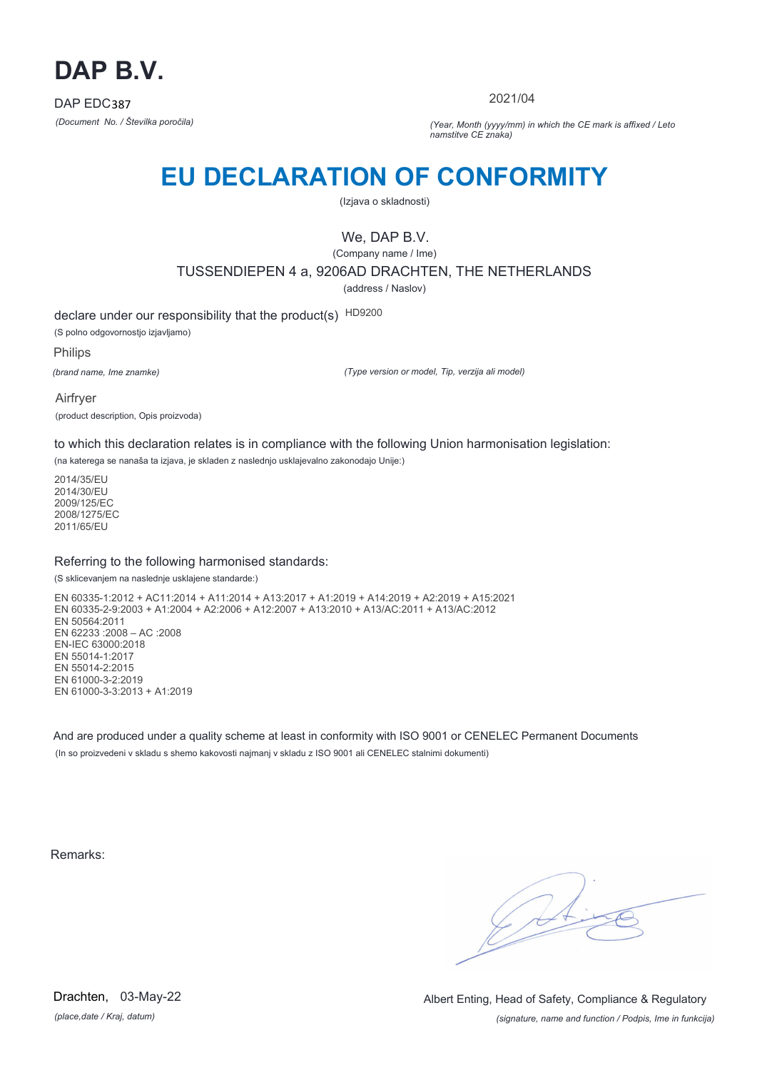# DAP B.V.

DAP EDC387

*(Document No. / Številka poročila)*

2021/04

*(Year, Month (yyyy/mm) in which the CE mark is affixed / Leto namstitve CE znaka)*

# EU DECLARATION OF CONFORMITY

(Izjava o skladnosti)

We, DAP B.V.

(Company name / Ime)

TUSSENDIEPEN 4 a, 9206AD DRACHTEN, THE NETHERLANDS

(address / Naslov)

declare under our responsibility that the product(s) HD9200

(S polno odgovornostjo izjavljamo)

Philips

*(brand name, Ime znamke)*

*(Type version or model, Tip, verzija ali model)*

Airfryer

(product description, Opis proizvoda)

to which this declaration relates is in compliance with the following Union harmonisation legislation:

(na katerega se nanaša ta izjava, je skladen z naslednjo usklajevalno zakonodajo Unije:)

2014/35/EU
2014/30/EU
2009/125/EC
2008/1275/EC
2011/65/EU

Referring to the following harmonised standards:

(S sklicevanjem na naslednje usklajene standarde:)

EN 60335-1:2012 + AC11:2014 + A11:2014 + A13:2017 + A1:2019 + A14:2019 + A2:2019 + A15:2021
EN 60335-2-9:2003 + A1:2004 + A2:2006 + A12:2007 + A13:2010 + A13/AC:2011 + A13/AC:2012
EN 50564:2011
EN 62233 :2008 – AC :2008
EN-IEC 63000:2018
EN 55014-1:2017
EN 55014-2:2015
EN 61000-3-2:2019
EN 61000-3-3:2013 + A1:2019

And are produced under a quality scheme at least in conformity with ISO 9001 or CENELEC Permanent Documents

(In so proizvedeni v skladu s shemo kakovosti najmanj v skladu z ISO 9001 ali CENELEC stalnimi dokumenti)

Remarks:

Drachten, 03-May-22

*(place,date / Kraj, datum)*

Albert Enting, Head of Safety, Compliance & Regulatory

*(signature, name and function / Podpis, Ime in funkcija)*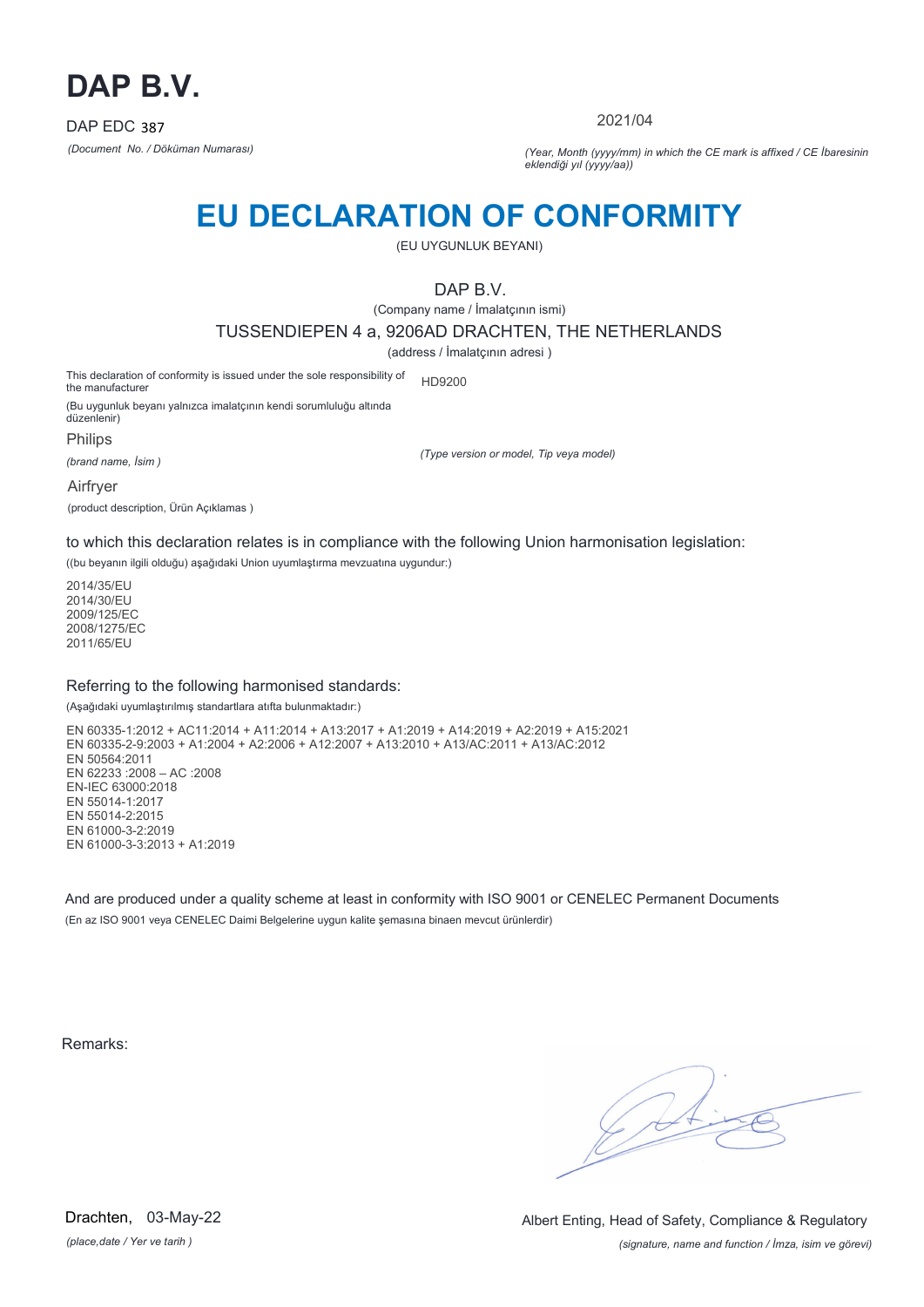# DAP B.V.

DAP EDC 387

*(Document No. / Döküman Numarası)*

2021/04

*(Year, Month (yyyy/mm) in which the CE mark is affixed / CE İbaresinin eklendiği yıl (yyyy/aa))*

# EU DECLARATION OF CONFORMITY

(EU UYGUNLUK BEYANI)

DAP B.V.

(Company name / İmalatçının ismi)

TUSSENDIEPEN 4 a, 9206AD DRACHTEN, THE NETHERLANDS

(address / İmalatçının adresi )

This declaration of conformity is issued under the sole responsibility of the manufacturer

(Bu uygunluk beyanı yalnızca imalatçının kendi sorumluluğu altında düzenlenir)

HD9200

*(Type version or model, Tip veya model)*

Philips

*(brand name, İsim )*

Airfryer

(product description, Ürün Açıklamas )

to which this declaration relates is in compliance with the following Union harmonisation legislation:

((bu beyanın ilgili olduğu) aşağıdaki Union uyumlaştırma mevzuatına uygundur:)

2014/35/EU
2014/30/EU
2009/125/EC
2008/1275/EC
2011/65/EU

## Referring to the following harmonised standards:

(Aşağıdaki uyumlaştırılmış standartlara atıfta bulunmaktadır:)

EN 60335-1:2012 + AC11:2014 + A11:2014 + A13:2017 + A1:2019 + A14:2019 + A2:2019 + A15:2021
EN 60335-2-9:2003 + A1:2004 + A2:2006 + A12:2007 + A13:2010 + A13/AC:2011 + A13/AC:2012
EN 50564:2011
EN 62233 :2008 – AC :2008
EN-IEC 63000:2018
EN 55014-1:2017
EN 55014-2:2015
EN 61000-3-2:2019
EN 61000-3-3:2013 + A1:2019

And are produced under a quality scheme at least in conformity with ISO 9001 or CENELEC Permanent Documents

(En az ISO 9001 veya CENELEC Daimi Belgelerine uygun kalite şemasına binaen mevcut ürünlerdir)

Remarks:

Drachten, 03-May-22

*(place,date / Yer ve tarih )*

Albert Enting, Head of Safety, Compliance & Regulatory

*(signature, name and function / İmza, isim ve görevi)*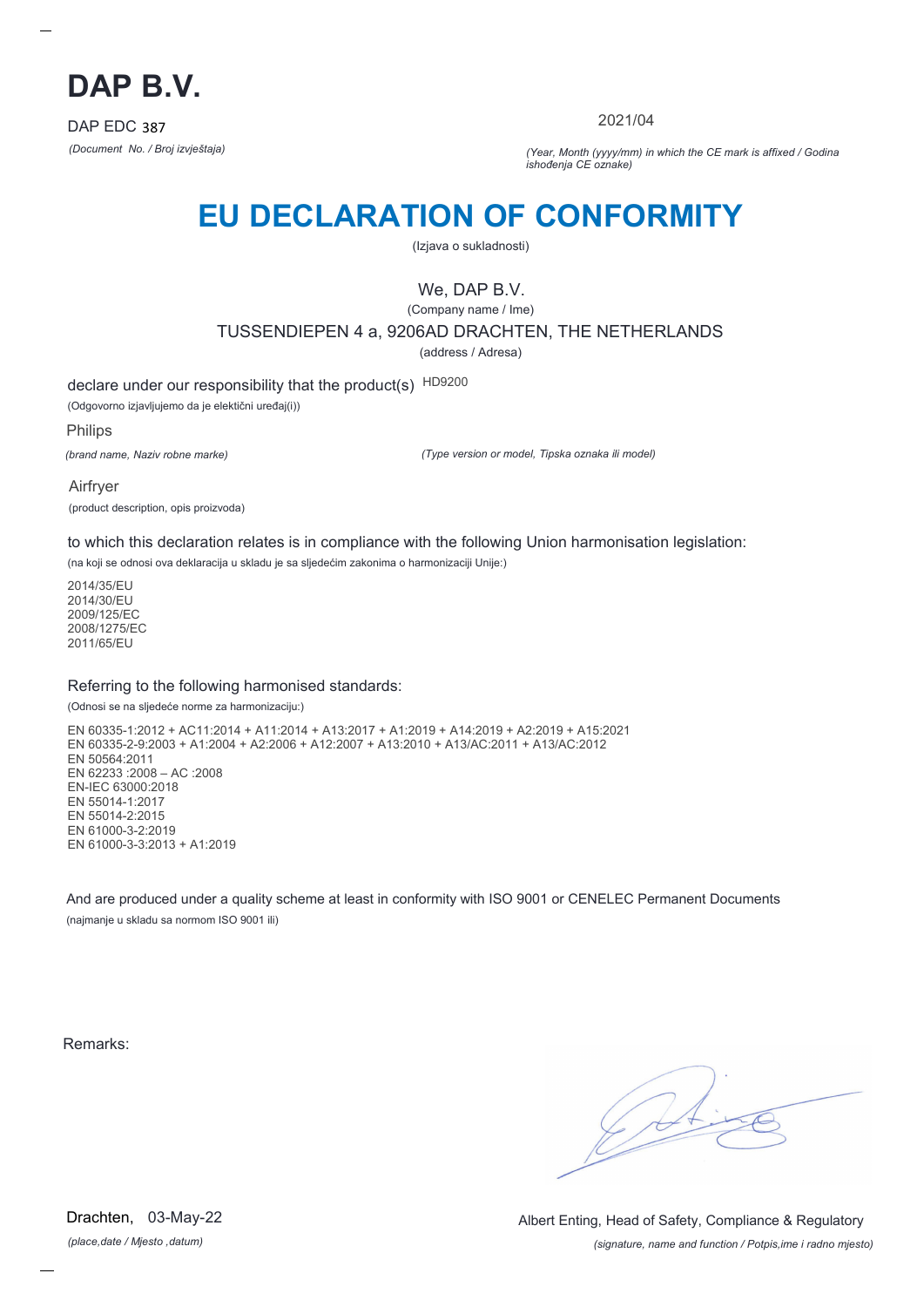# DAP B.V.

DAP EDC 387

*(Document No. / Broj izvještaja)*

2021/04

*(Year, Month (yyyy/mm) in which the CE mark is affixed / Godina ishođenja CE oznake)*

# EU DECLARATION OF CONFORMITY

(Izjava o sukladnosti)

We, DAP B.V.

(Company name / Ime)

TUSSENDIEPEN 4 a, 9206AD DRACHTEN, THE NETHERLANDS

(address / Adresa)

declare under our responsibility that the product(s) HD9200

(Odgovorno izjavljujemo da je elektični uređaj(i))

Philips

*(brand name, Naziv robne marke)*

*(Type version or model, Tipska oznaka ili model)*

Airfryer

(product description, opis proizvoda)

to which this declaration relates is in compliance with the following Union harmonisation legislation:

(na koji se odnosi ova deklaracija u skladu je sa sljedećim zakonima o harmonizaciji Unije:)

2014/35/EU
2014/30/EU
2009/125/EC
2008/1275/EC
2011/65/EU

Referring to the following harmonised standards:

(Odnosi se na sljedeće norme za harmonizaciju:)

EN 60335-1:2012 + AC11:2014 + A11:2014 + A13:2017 + A1:2019 + A14:2019 + A2:2019 + A15:2021
EN 60335-2-9:2003 + A1:2004 + A2:2006 + A12:2007 + A13:2010 + A13/AC:2011 + A13/AC:2012
EN 50564:2011
EN 62233 :2008 – AC :2008
EN-IEC 63000:2018
EN 55014-1:2017
EN 55014-2:2015
EN 61000-3-2:2019
EN 61000-3-3:2013 + A1:2019

And are produced under a quality scheme at least in conformity with ISO 9001 or CENELEC Permanent Documents

(najmanje u skladu sa normom ISO 9001 ili)

Remarks:

Drachten, 03-May-22

*(place,date / Mjesto ,datum)*

Albert Enting, Head of Safety, Compliance & Regulatory

*(signature, name and function / Potpis,ime i radno mjesto)*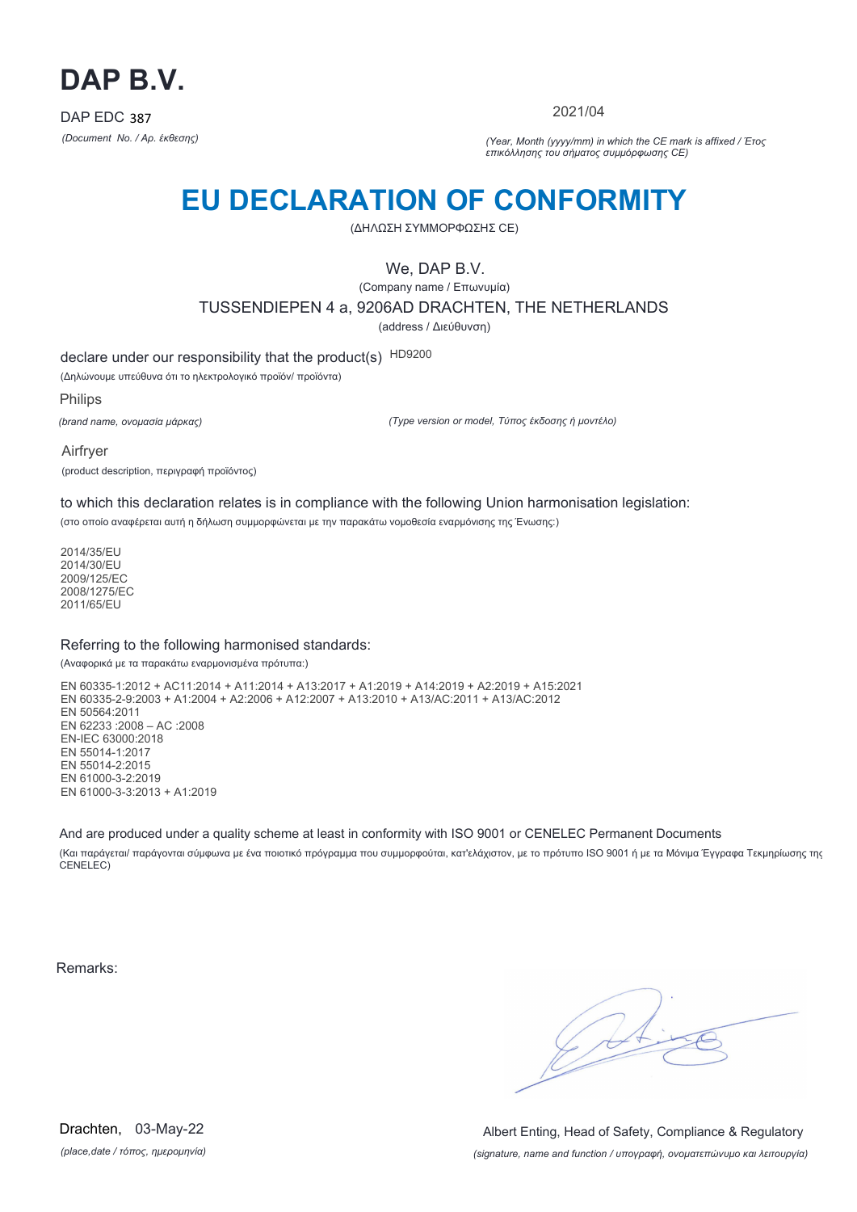# DAP B.V.

DAP EDC 387

*(Document No. / Αρ. έκθεσης)*

2021/04

*(Year, Month (yyyy/mm) in which the CE mark is affixed / Έτος επικόλλησης του σήματος συμμόρφωσης CE)*

# EU DECLARATION OF CONFORMITY

(ΔΗΛΩΣΗ ΣΥΜΜΟΡΦΩΣΗΣ CE)

We, DAP B.V.

(Company name / Επωνυμία)

TUSSENDIEPEN 4 a, 9206AD DRACHTEN, THE NETHERLANDS

(address / Διεύθυνση)

declare under our responsibility that the product(s) HD9200

(Δηλώνουμε υπεύθυνα ότι το ηλεκτρολογικό προϊόν/ προϊόντα)

Philips

*(brand name, ονομασία μάρκας)*

*(Type version or model, Τύπος έκδοσης ή μοντέλο)*

Airfryer

(product description, περιγραφή προϊόντος)

to which this declaration relates is in compliance with the following Union harmonisation legislation:

(στο οποίο αναφέρεται αυτή η δήλωση συμμορφώνεται με την παρακάτω νομοθεσία εναρμόνισης της Ένωσης:)

2014/35/EU
2014/30/EU
2009/125/EC
2008/1275/EC
2011/65/EU

Referring to the following harmonised standards:

(Αναφορικά με τα παρακάτω εναρμονισμένα πρότυπα:)

EN 60335-1:2012 + AC11:2014 + A11:2014 + A13:2017 + A1:2019 + A14:2019 + A2:2019 + A15:2021
EN 60335-2-9:2003 + A1:2004 + A2:2006 + A12:2007 + A13:2010 + A13/AC:2011 + A13/AC:2012
EN 50564:2011
EN 62233 :2008 – AC :2008
EN-IEC 63000:2018
EN 55014-1:2017
EN 55014-2:2015
EN 61000-3-2:2019
EN 61000-3-3:2013 + A1:2019

And are produced under a quality scheme at least in conformity with ISO 9001 or CENELEC Permanent Documents

(Και παράγεται/ παράγονται σύμφωνα με ένα ποιοτικό πρόγραμμα που συμμορφούται, κατ'ελάχιστον, με το πρότυπο ISO 9001 ή με τα Μόνιμα Έγγραφα Τεκμηρίωσης της CENELEC)

Remarks:

Drachten, 03-May-22

*(place,date / τόπος, ημερομηνία)*

Albert Enting, Head of Safety, Compliance & Regulatory

*(signature, name and function / υπογραφή, ονοματεπώνυμο και λειτουργία)*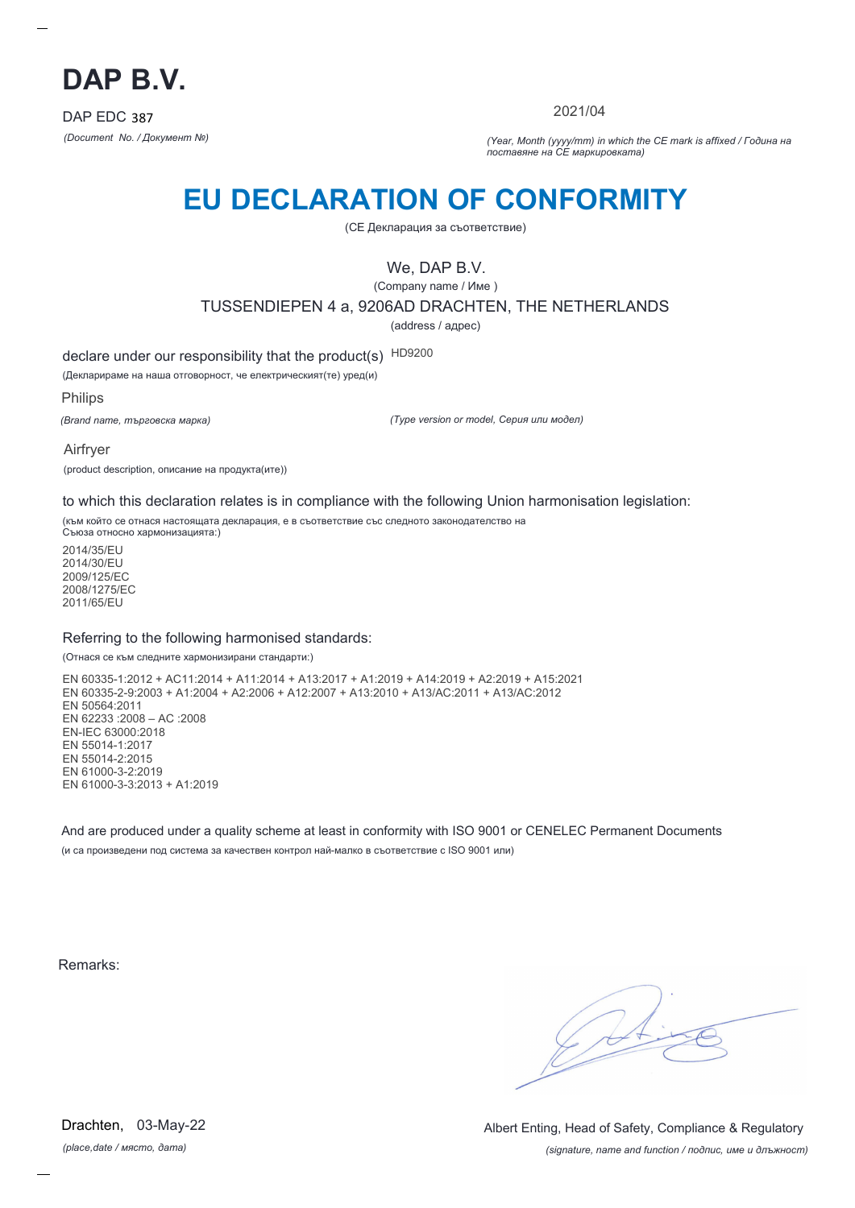# DAP B.V.

DAP EDC 387

*(Document No. / Документ №)*

2021/04

*(Year, Month (yyyy/mm) in which the CE mark is affixed / Година на поставяне на CE маркировката)*

## EU DECLARATION OF CONFORMITY

(CE Декларация за съответствие)

We, DAP B.V.

(Company name / Име )

TUSSENDIEPEN 4 a, 9206AD DRACHTEN, THE NETHERLANDS

(address / адрес)

declare under our responsibility that the product(s) HD9200

(Декларираме на наша отговорност, че електрическият(те) уред(и)

Philips

*(Brand name, търговска марка)*

*(Type version or model, Серия или модел)*

Airfryer

(product description, описание на продукта(ите))

to which this declaration relates is in compliance with the following Union harmonisation legislation:

(към който се отнася настоящата декларация, е в съответствие със следното законодателство на Съюза относно хармонизацията:)

2014/35/EU
2014/30/EU
2009/125/EC
2008/1275/EC
2011/65/EU

Referring to the following harmonised standards:

(Отнася се към следните хармонизирани стандарти:)

EN 60335-1:2012 + AC11:2014 + A11:2014 + A13:2017 + A1:2019 + A14:2019 + A2:2019 + A15:2021
EN 60335-2-9:2003 + A1:2004 + A2:2006 + A12:2007 + A13:2010 + A13/AC:2011 + A13/AC:2012
EN 50564:2011
EN 62233 :2008 – AC :2008
EN-IEC 63000:2018
EN 55014-1:2017
EN 55014-2:2015
EN 61000-3-2:2019
EN 61000-3-3:2013 + A1:2019

And are produced under a quality scheme at least in conformity with ISO 9001 or CENELEC Permanent Documents

(и са произведени под система за качествен контрол най-малко в съответствие с ISO 9001 или)

Remarks:

Drachten, 03-May-22

*(place,date / място, дата)*

Albert Enting, Head of Safety, Compliance & Regulatory

*(signature, name and function / подпис, име и длъжност)*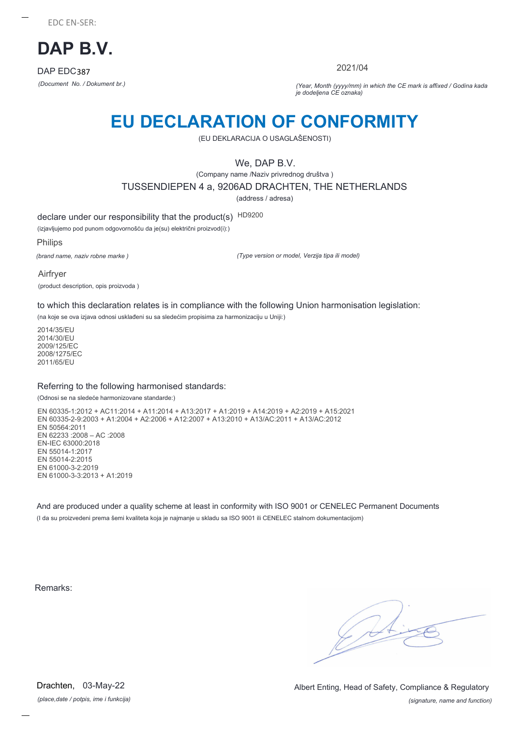EDC EN-SER:

# DAP B.V.

DAP EDC387

*(Document No. / Dokument br.)*

2021/04

*(Year, Month (yyyy/mm) in which the CE mark is affixed / Godina kada je dodeljena CE oznaka)*

# EU DECLARATION OF CONFORMITY

(EU DEKLARACIJA O USAGLAŠENOSTI)

We, DAP B.V.

(Company name /Naziv privrednog društva )

TUSSENDIEPEN 4 a, 9206AD DRACHTEN, THE NETHERLANDS

(address / adresa)

declare under our responsibility that the product(s) HD9200

(izjavljujemo pod punom odgovornošću da je(su) električni proizvod(i):)

Philips

*(brand name, naziv robne marke )*

*(Type version or model, Verzija tipa ili model)*

Airfryer

(product description, opis proizvoda )

to which this declaration relates is in compliance with the following Union harmonisation legislation:

(na koje se ova izjava odnosi usklađeni su sa sledećim propisima za harmonizaciju u Uniji:)

2014/35/EU
2014/30/EU
2009/125/EC
2008/1275/EC
2011/65/EU

Referring to the following harmonised standards:

(Odnosi se na sledeće harmonizovane standarde:)

EN 60335-1:2012 + AC11:2014 + A11:2014 + A13:2017 + A1:2019 + A14:2019 + A2:2019 + A15:2021
EN 60335-2-9:2003 + A1:2004 + A2:2006 + A12:2007 + A13:2010 + A13/AC:2011 + A13/AC:2012
EN 50564:2011
EN 62233 :2008 – AC :2008
EN-IEC 63000:2018
EN 55014-1:2017
EN 55014-2:2015
EN 61000-3-2:2019
EN 61000-3-3:2013 + A1:2019

And are produced under a quality scheme at least in conformity with ISO 9001 or CENELEC Permanent Documents

(I da su proizvedeni prema šemi kvaliteta koja je najmanje u skladu sa ISO 9001 ili CENELEC stalnom dokumentacijom)

Remarks:

Drachten, 03-May-22

*(place,date / potpis, ime i funkcija)*

Albert Enting, Head of Safety, Compliance & Regulatory

*(signature, name and function)*